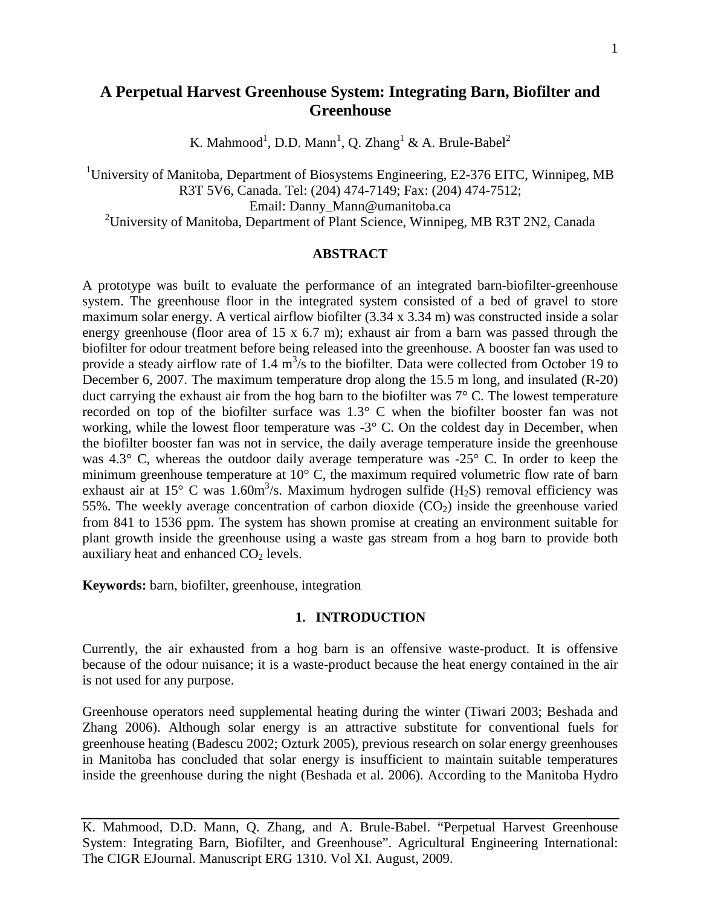# A Perpetual Harvest Greenhouse System: Integrating Barn, Biofilter and Greenhouse

K. Mahmood[1], D.D. Mann[1], Q. Zhang[1] & A. Brule-Babel[2]

[1]University of Manitoba, Department of Biosystems Engineering, E2-376 EITC, Winnipeg, MB R3T 5V6, Canada. Tel: (204) 474-7149; Fax: (204) 474-7512;
Email: Danny_Mann@umanitoba.ca
[2]University of Manitoba, Department of Plant Science, Winnipeg, MB R3T 2N2, Canada

## ABSTRACT

A prototype was built to evaluate the performance of an integrated barn-biofilter-greenhouse system. The greenhouse floor in the integrated system consisted of a bed of gravel to store maximum solar energy. A vertical airflow biofilter (3.34 x 3.34 m) was constructed inside a solar energy greenhouse (floor area of 15 x 6.7 m); exhaust air from a barn was passed through the biofilter for odour treatment before being released into the greenhouse. A booster fan was used to provide a steady airflow rate of 1.4 $m^3$/s to the biofilter. Data were collected from October 19 to December 6, 2007. The maximum temperature drop along the 15.5 m long, and insulated (R-20) duct carrying the exhaust air from the hog barn to the biofilter was 7° C. The lowest temperature recorded on top of the biofilter surface was 1.3° C when the biofilter booster fan was not working, while the lowest floor temperature was -3° C. On the coldest day in December, when the biofilter booster fan was not in service, the daily average temperature inside the greenhouse was 4.3° C, whereas the outdoor daily average temperature was -25° C. In order to keep the minimum greenhouse temperature at 10° C, the maximum required volumetric flow rate of barn exhaust air at 15° C was 1.60$m^3$/s. Maximum hydrogen sulfide ($H_2S$) removal efficiency was 55%. The weekly average concentration of carbon dioxide ($CO_2$) inside the greenhouse varied from 841 to 1536 ppm. The system has shown promise at creating an environment suitable for plant growth inside the greenhouse using a waste gas stream from a hog barn to provide both auxiliary heat and enhanced $CO_2$ levels.

**Keywords:** barn, biofilter, greenhouse, integration

## 1. INTRODUCTION

Currently, the air exhausted from a hog barn is an offensive waste-product. It is offensive because of the odour nuisance; it is a waste-product because the heat energy contained in the air is not used for any purpose.

Greenhouse operators need supplemental heating during the winter (Tiwari 2003; Beshada and Zhang 2006). Although solar energy is an attractive substitute for conventional fuels for greenhouse heating (Badescu 2002; Ozturk 2005), previous research on solar energy greenhouses in Manitoba has concluded that solar energy is insufficient to maintain suitable temperatures inside the greenhouse during the night (Beshada et al. 2006). According to the Manitoba Hydro

K. Mahmood, D.D. Mann, Q. Zhang, and A. Brule-Babel. "Perpetual Harvest Greenhouse System: Integrating Barn, Biofilter, and Greenhouse". Agricultural Engineering International: The CIGR EJournal. Manuscript ERG 1310. Vol XI. August, 2009.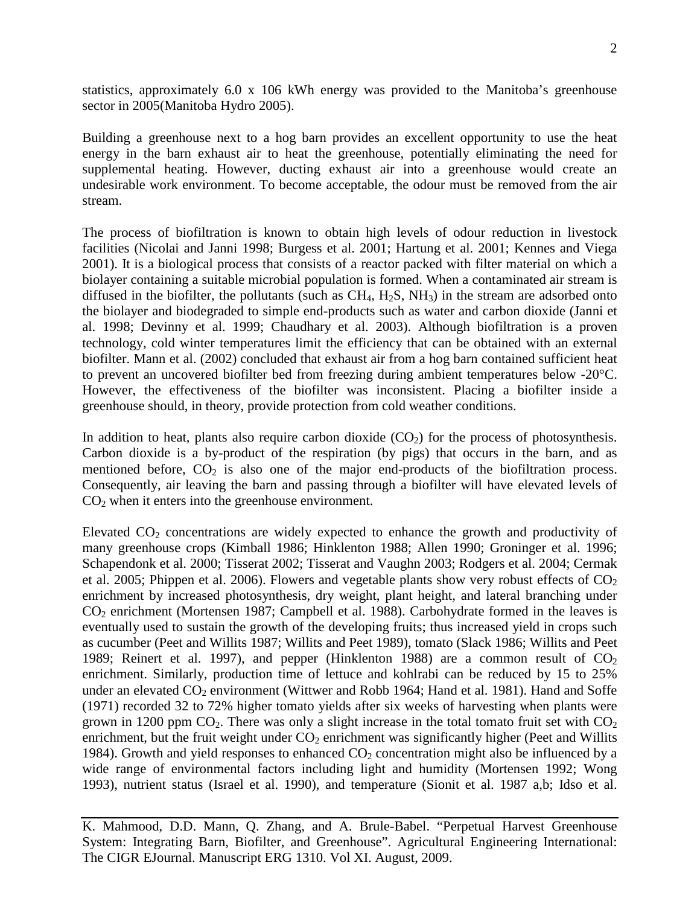statistics, approximately 6.0 x 106 kWh energy was provided to the Manitoba's greenhouse sector in 2005(Manitoba Hydro 2005).

Building a greenhouse next to a hog barn provides an excellent opportunity to use the heat energy in the barn exhaust air to heat the greenhouse, potentially eliminating the need for supplemental heating. However, ducting exhaust air into a greenhouse would create an undesirable work environment. To become acceptable, the odour must be removed from the air stream.

The process of biofiltration is known to obtain high levels of odour reduction in livestock facilities (Nicolai and Janni 1998; Burgess et al. 2001; Hartung et al. 2001; Kennes and Viega 2001). It is a biological process that consists of a reactor packed with filter material on which a biolayer containing a suitable microbial population is formed. When a contaminated air stream is diffused in the biofilter, the pollutants (such as $CH_4$, $H_2S$, $NH_3$) in the stream are adsorbed onto the biolayer and biodegraded to simple end-products such as water and carbon dioxide (Janni et al. 1998; Devinny et al. 1999; Chaudhary et al. 2003). Although biofiltration is a proven technology, cold winter temperatures limit the efficiency that can be obtained with an external biofilter. Mann et al. (2002) concluded that exhaust air from a hog barn contained sufficient heat to prevent an uncovered biofilter bed from freezing during ambient temperatures below -20°C. However, the effectiveness of the biofilter was inconsistent. Placing a biofilter inside a greenhouse should, in theory, provide protection from cold weather conditions.

In addition to heat, plants also require carbon dioxide ($CO_2$) for the process of photosynthesis. Carbon dioxide is a by-product of the respiration (by pigs) that occurs in the barn, and as mentioned before, $CO_2$ is also one of the major end-products of the biofiltration process. Consequently, air leaving the barn and passing through a biofilter will have elevated levels of $CO_2$ when it enters into the greenhouse environment.

Elevated $CO_2$ concentrations are widely expected to enhance the growth and productivity of many greenhouse crops (Kimball 1986; Hinklenton 1988; Allen 1990; Groninger et al. 1996; Schapendonk et al. 2000; Tisserat 2002; Tisserat and Vaughn 2003; Rodgers et al. 2004; Cermak et al. 2005; Phippen et al. 2006). Flowers and vegetable plants show very robust effects of $CO_2$ enrichment by increased photosynthesis, dry weight, plant height, and lateral branching under $CO_2$ enrichment (Mortensen 1987; Campbell et al. 1988). Carbohydrate formed in the leaves is eventually used to sustain the growth of the developing fruits; thus increased yield in crops such as cucumber (Peet and Willits 1987; Willits and Peet 1989), tomato (Slack 1986; Willits and Peet 1989; Reinert et al. 1997), and pepper (Hinklenton 1988) are a common result of $CO_2$ enrichment. Similarly, production time of lettuce and kohlrabi can be reduced by 15 to 25% under an elevated $CO_2$ environment (Wittwer and Robb 1964; Hand et al. 1981). Hand and Soffe (1971) recorded 32 to 72% higher tomato yields after six weeks of harvesting when plants were grown in 1200 ppm $CO_2$. There was only a slight increase in the total tomato fruit set with $CO_2$ enrichment, but the fruit weight under $CO_2$ enrichment was significantly higher (Peet and Willits 1984). Growth and yield responses to enhanced $CO_2$ concentration might also be influenced by a wide range of environmental factors including light and humidity (Mortensen 1992; Wong 1993), nutrient status (Israel et al. 1990), and temperature (Sionit et al. 1987 a,b; Idso et al.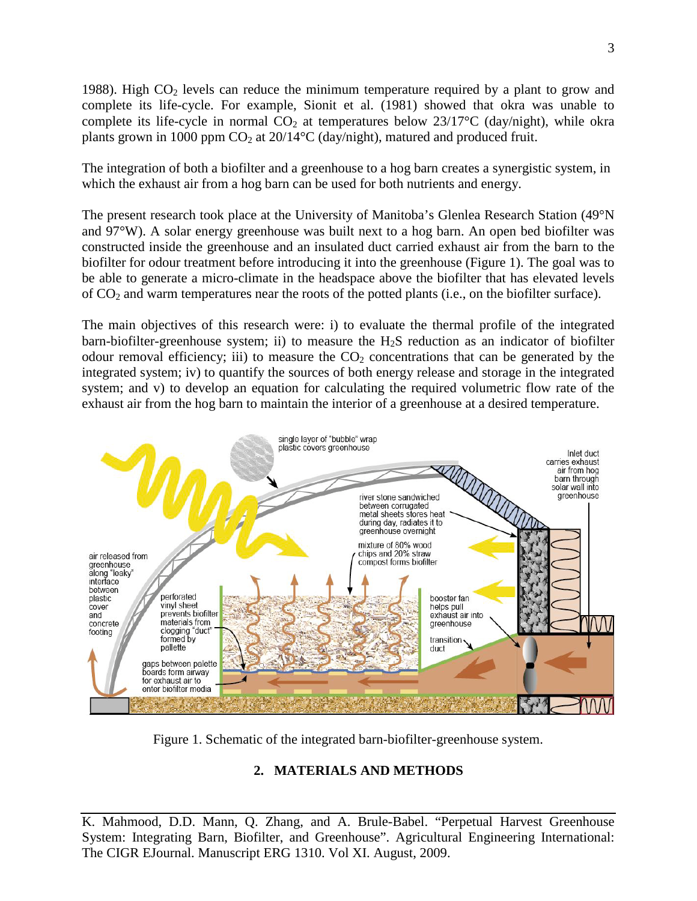1988). High $CO_2$ levels can reduce the minimum temperature required by a plant to grow and complete its life-cycle. For example, Sionit et al. (1981) showed that okra was unable to complete its life-cycle in normal $CO_2$ at temperatures below 23/17°C (day/night), while okra plants grown in 1000 ppm $CO_2$ at 20/14°C (day/night), matured and produced fruit.

The integration of both a biofilter and a greenhouse to a hog barn creates a synergistic system, in which the exhaust air from a hog barn can be used for both nutrients and energy.

The present research took place at the University of Manitoba's Glenlea Research Station (49°N and 97°W). A solar energy greenhouse was built next to a hog barn. An open bed biofilter was constructed inside the greenhouse and an insulated duct carried exhaust air from the barn to the biofilter for odour treatment before introducing it into the greenhouse (Figure 1). The goal was to be able to generate a micro-climate in the headspace above the biofilter that has elevated levels of $CO_2$ and warm temperatures near the roots of the potted plants (i.e., on the biofilter surface).

The main objectives of this research were: i) to evaluate the thermal profile of the integrated barn-biofilter-greenhouse system; ii) to measure the $H_2S$ reduction as an indicator of biofilter odour removal efficiency; iii) to measure the $CO_2$ concentrations that can be generated by the integrated system; iv) to quantify the sources of both energy release and storage in the integrated system; and v) to develop an equation for calculating the required volumetric flow rate of the exhaust air from the hog barn to maintain the interior of a greenhouse at a desired temperature.

Figure 1. Schematic of the integrated barn-biofilter-greenhouse system.

## 2. MATERIALS AND METHODS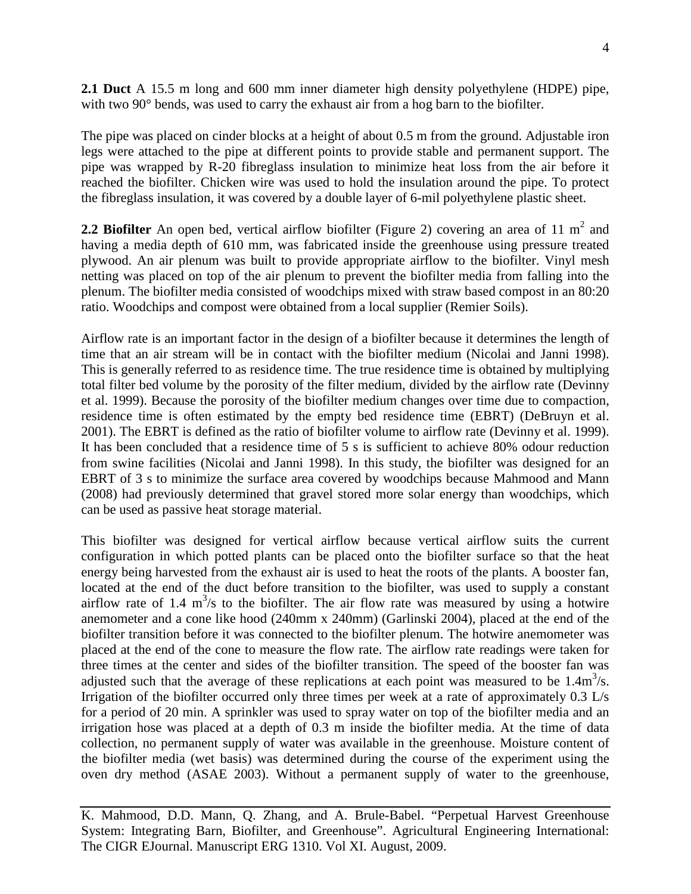**2.1 Duct** A 15.5 m long and 600 mm inner diameter high density polyethylene (HDPE) pipe, with two 90° bends, was used to carry the exhaust air from a hog barn to the biofilter.

The pipe was placed on cinder blocks at a height of about 0.5 m from the ground. Adjustable iron legs were attached to the pipe at different points to provide stable and permanent support. The pipe was wrapped by R-20 fibreglass insulation to minimize heat loss from the air before it reached the biofilter. Chicken wire was used to hold the insulation around the pipe. To protect the fibreglass insulation, it was covered by a double layer of 6-mil polyethylene plastic sheet.

**2.2 Biofilter** An open bed, vertical airflow biofilter (Figure 2) covering an area of 11 $m^2$ and having a media depth of 610 mm, was fabricated inside the greenhouse using pressure treated plywood. An air plenum was built to provide appropriate airflow to the biofilter. Vinyl mesh netting was placed on top of the air plenum to prevent the biofilter media from falling into the plenum. The biofilter media consisted of woodchips mixed with straw based compost in an 80:20 ratio. Woodchips and compost were obtained from a local supplier (Remier Soils).

Airflow rate is an important factor in the design of a biofilter because it determines the length of time that an air stream will be in contact with the biofilter medium (Nicolai and Janni 1998). This is generally referred to as residence time. The true residence time is obtained by multiplying total filter bed volume by the porosity of the filter medium, divided by the airflow rate (Devinny et al. 1999). Because the porosity of the biofilter medium changes over time due to compaction, residence time is often estimated by the empty bed residence time (EBRT) (DeBruyn et al. 2001). The EBRT is defined as the ratio of biofilter volume to airflow rate (Devinny et al. 1999). It has been concluded that a residence time of 5 s is sufficient to achieve 80% odour reduction from swine facilities (Nicolai and Janni 1998). In this study, the biofilter was designed for an EBRT of 3 s to minimize the surface area covered by woodchips because Mahmood and Mann (2008) had previously determined that gravel stored more solar energy than woodchips, which can be used as passive heat storage material.

This biofilter was designed for vertical airflow because vertical airflow suits the current configuration in which potted plants can be placed onto the biofilter surface so that the heat energy being harvested from the exhaust air is used to heat the roots of the plants. A booster fan, located at the end of the duct before transition to the biofilter, was used to supply a constant airflow rate of 1.4 $m^3$/s to the biofilter. The air flow rate was measured by using a hotwire anemometer and a cone like hood (240mm x 240mm) (Garlinski 2004), placed at the end of the biofilter transition before it was connected to the biofilter plenum. The hotwire anemometer was placed at the end of the cone to measure the flow rate. The airflow rate readings were taken for three times at the center and sides of the biofilter transition. The speed of the booster fan was adjusted such that the average of these replications at each point was measured to be 1.4$m^3$/s. Irrigation of the biofilter occurred only three times per week at a rate of approximately 0.3 L/s for a period of 20 min. A sprinkler was used to spray water on top of the biofilter media and an irrigation hose was placed at a depth of 0.3 m inside the biofilter media. At the time of data collection, no permanent supply of water was available in the greenhouse. Moisture content of the biofilter media (wet basis) was determined during the course of the experiment using the oven dry method (ASAE 2003). Without a permanent supply of water to the greenhouse,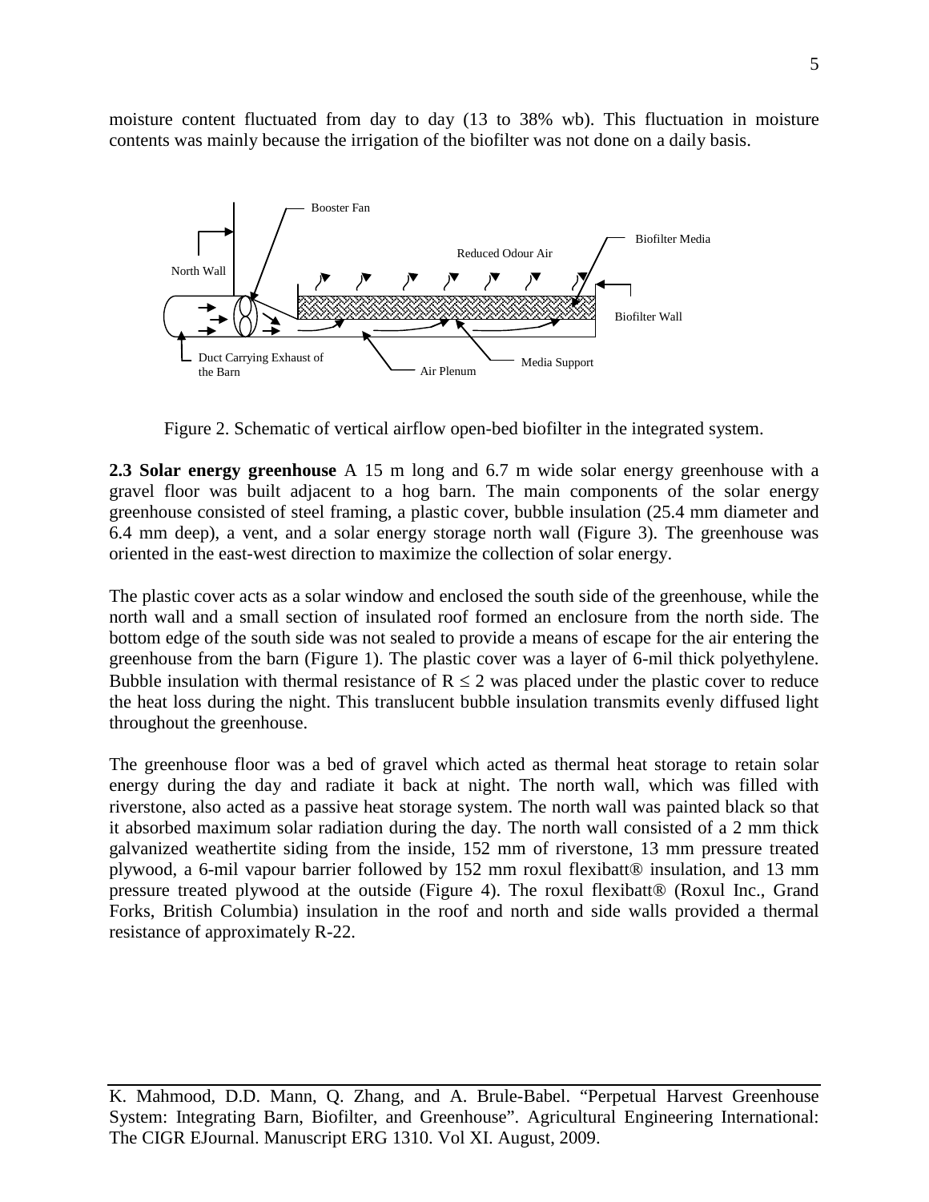moisture content fluctuated from day to day (13 to 38% wb). This fluctuation in moisture contents was mainly because the irrigation of the biofilter was not done on a daily basis.

Figure 2. Schematic of vertical airflow open-bed biofilter in the integrated system.

**2.3 Solar energy greenhouse** A 15 m long and 6.7 m wide solar energy greenhouse with a gravel floor was built adjacent to a hog barn. The main components of the solar energy greenhouse consisted of steel framing, a plastic cover, bubble insulation (25.4 mm diameter and 6.4 mm deep), a vent, and a solar energy storage north wall (Figure 3). The greenhouse was oriented in the east-west direction to maximize the collection of solar energy.

The plastic cover acts as a solar window and enclosed the south side of the greenhouse, while the north wall and a small section of insulated roof formed an enclosure from the north side. The bottom edge of the south side was not sealed to provide a means of escape for the air entering the greenhouse from the barn (Figure 1). The plastic cover was a layer of 6-mil thick polyethylene. Bubble insulation with thermal resistance of $R \leq 2$ was placed under the plastic cover to reduce the heat loss during the night. This translucent bubble insulation transmits evenly diffused light throughout the greenhouse.

The greenhouse floor was a bed of gravel which acted as thermal heat storage to retain solar energy during the day and radiate it back at night. The north wall, which was filled with riverstone, also acted as a passive heat storage system. The north wall was painted black so that it absorbed maximum solar radiation during the day. The north wall consisted of a 2 mm thick galvanized weathertite siding from the inside, 152 mm of riverstone, 13 mm pressure treated plywood, a 6-mil vapour barrier followed by 152 mm roxul flexibatt® insulation, and 13 mm pressure treated plywood at the outside (Figure 4). The roxul flexibatt® (Roxul Inc., Grand Forks, British Columbia) insulation in the roof and north and side walls provided a thermal resistance of approximately R-22.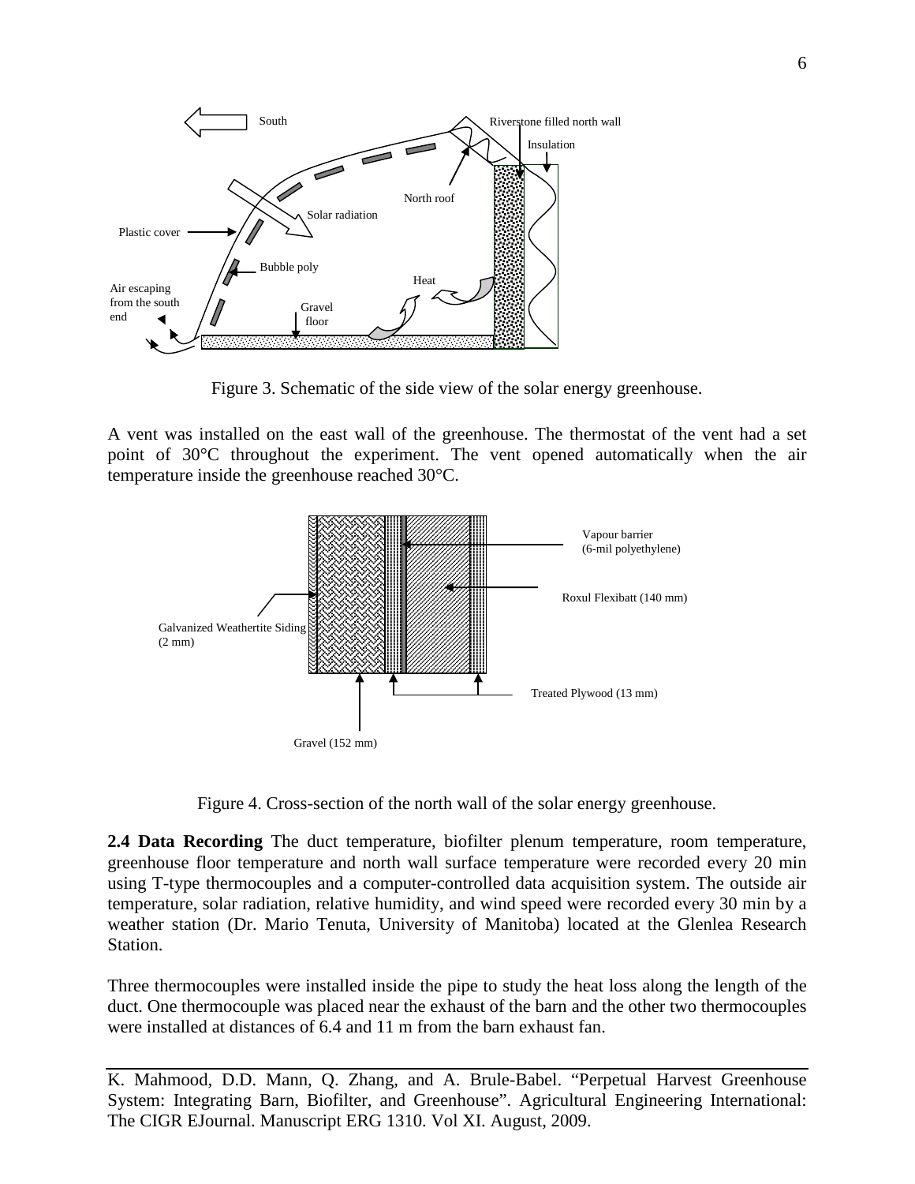Figure 3. Schematic of the side view of the solar energy greenhouse.

A vent was installed on the east wall of the greenhouse. The thermostat of the vent had a set point of 30°C throughout the experiment. The vent opened automatically when the air temperature inside the greenhouse reached 30°C.

Figure 4. Cross-section of the north wall of the solar energy greenhouse.

**2.4 Data Recording** The duct temperature, biofilter plenum temperature, room temperature, greenhouse floor temperature and north wall surface temperature were recorded every 20 min using T-type thermocouples and a computer-controlled data acquisition system. The outside air temperature, solar radiation, relative humidity, and wind speed were recorded every 30 min by a weather station (Dr. Mario Tenuta, University of Manitoba) located at the Glenlea Research Station.

Three thermocouples were installed inside the pipe to study the heat loss along the length of the duct. One thermocouple was placed near the exhaust of the barn and the other two thermocouples were installed at distances of 6.4 and 11 m from the barn exhaust fan.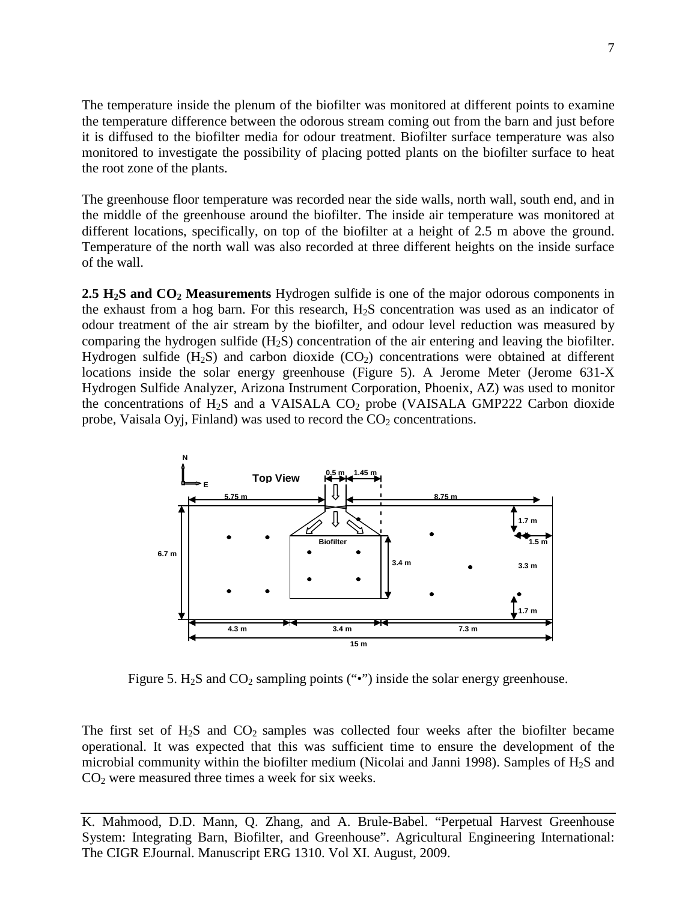The temperature inside the plenum of the biofilter was monitored at different points to examine the temperature difference between the odorous stream coming out from the barn and just before it is diffused to the biofilter media for odour treatment. Biofilter surface temperature was also monitored to investigate the possibility of placing potted plants on the biofilter surface to heat the root zone of the plants.

The greenhouse floor temperature was recorded near the side walls, north wall, south end, and in the middle of the greenhouse around the biofilter. The inside air temperature was monitored at different locations, specifically, on top of the biofilter at a height of 2.5 m above the ground. Temperature of the north wall was also recorded at three different heights on the inside surface of the wall.

**2.5 $H_2S$ and $CO_2$ Measurements** Hydrogen sulfide is one of the major odorous components in the exhaust from a hog barn. For this research, $H_2S$ concentration was used as an indicator of odour treatment of the air stream by the biofilter, and odour level reduction was measured by comparing the hydrogen sulfide ($H_2S$) concentration of the air entering and leaving the biofilter. Hydrogen sulfide ($H_2S$) and carbon dioxide ($CO_2$) concentrations were obtained at different locations inside the solar energy greenhouse (Figure 5). A Jerome Meter (Jerome 631-X Hydrogen Sulfide Analyzer, Arizona Instrument Corporation, Phoenix, AZ) was used to monitor the concentrations of $H_2S$ and a VAISALA $CO_2$ probe (VAISALA GMP222 Carbon dioxide probe, Vaisala Oyj, Finland) was used to record the $CO_2$ concentrations.

Figure 5. $H_2S$ and $CO_2$ sampling points ("•") inside the solar energy greenhouse.

The first set of $H_2S$ and $CO_2$ samples was collected four weeks after the biofilter became operational. It was expected that this was sufficient time to ensure the development of the microbial community within the biofilter medium (Nicolai and Janni 1998). Samples of $H_2S$ and $CO_2$ were measured three times a week for six weeks.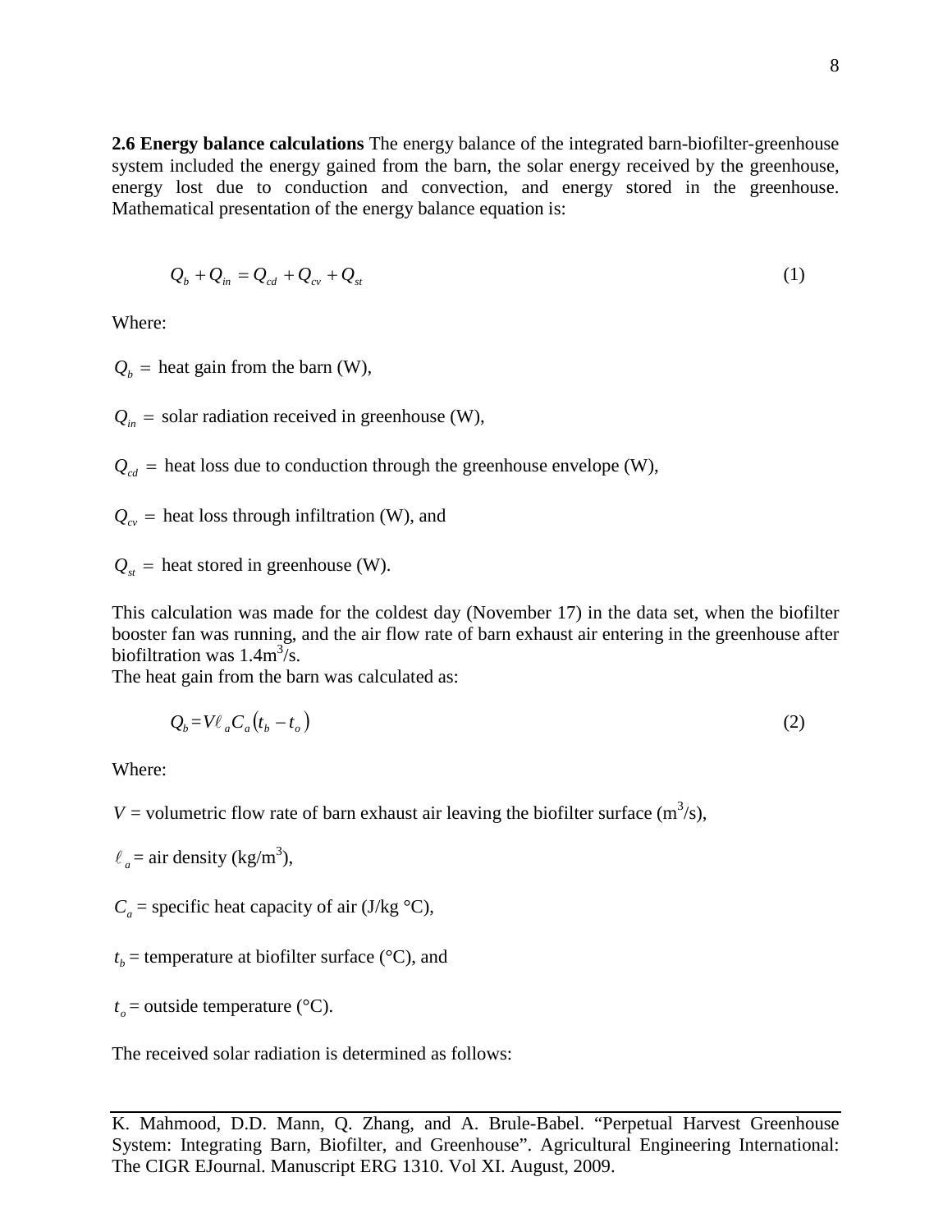**2.6 Energy balance calculations** The energy balance of the integrated barn-biofilter-greenhouse system included the energy gained from the barn, the solar energy received by the greenhouse, energy lost due to conduction and convection, and energy stored in the greenhouse. Mathematical presentation of the energy balance equation is:

$$Q_b + Q_{in} = Q_{cd} + Q_{cv} + Q_{st} \tag{1}$$

Where:

$Q_b =$ heat gain from the barn (W),

$Q_{in} =$ solar radiation received in greenhouse (W),

$Q_{cd} =$ heat loss due to conduction through the greenhouse envelope (W),

$Q_{cv} =$ heat loss through infiltration (W), and

$Q_{st} =$ heat stored in greenhouse (W).

This calculation was made for the coldest day (November 17) in the data set, when the biofilter booster fan was running, and the air flow rate of barn exhaust air entering in the greenhouse after biofiltration was $1.4 m^3/s$.

The heat gain from the barn was calculated as:

$$Q_b = V \ell_a C_a (t_b - t_o) \tag{2}$$

Where:

$V$ = volumetric flow rate of barn exhaust air leaving the biofilter surface ($m^3/s$),

$\ell_a$ = air density ($kg/m^3$),

$C_a$ = specific heat capacity of air (J/kg °C),

$t_b$ = temperature at biofilter surface (°C), and

$t_o$ = outside temperature (°C).

The received solar radiation is determined as follows: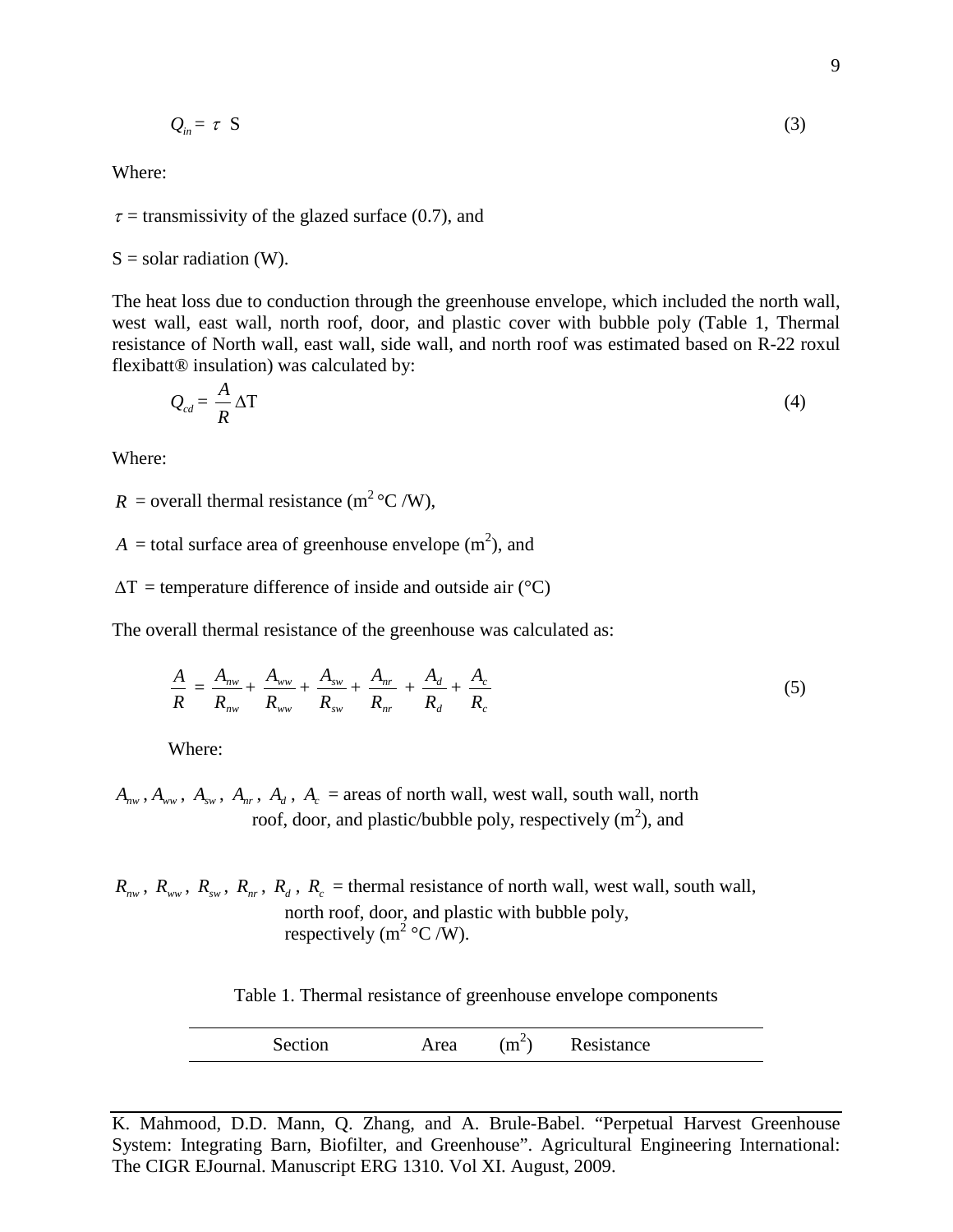$$Q_{in} = \tau \ \mathrm{S} \tag{3}$$

Where:

$\tau$ = transmissivity of the glazed surface (0.7), and

S = solar radiation (W).

The heat loss due to conduction through the greenhouse envelope, which included the north wall, west wall, east wall, north roof, door, and plastic cover with bubble poly (Table 1, Thermal resistance of North wall, east wall, side wall, and north roof was estimated based on R-22 roxul flexibatt® insulation) was calculated by:

$$Q_{cd} = \frac{A}{R} \Delta \mathrm{T} \tag{4}$$

Where:

$R$ = overall thermal resistance ($m^2$ °C /W),

$A$ = total surface area of greenhouse envelope ($m^2$), and

$\Delta$T = temperature difference of inside and outside air (°C)

The overall thermal resistance of the greenhouse was calculated as:

$$\frac{A}{R} = \frac{A_{nw}}{R_{nw}} + \frac{A_{ww}}{R_{ww}} + \frac{A_{sw}}{R_{sw}} + \frac{A_{nr}}{R_{nr}} + \frac{A_d}{R_d} + \frac{A_c}{R_c} \tag{5}$$

Where:

$A_{nw}$, $A_{ww}$, $A_{sw}$, $A_{nr}$, $A_d$, $A_c$ = areas of north wall, west wall, south wall, north roof, door, and plastic/bubble poly, respectively ($m^2$), and

$R_{nw}$, $R_{ww}$, $R_{sw}$, $R_{nr}$, $R_d$, $R_c$ = thermal resistance of north wall, west wall, south wall, north roof, door, and plastic with bubble poly, respectively ($m^2$ °C /W).

Table 1. Thermal resistance of greenhouse envelope components

| Section | Area ($m^2$) | Resistance |
|---|---|---|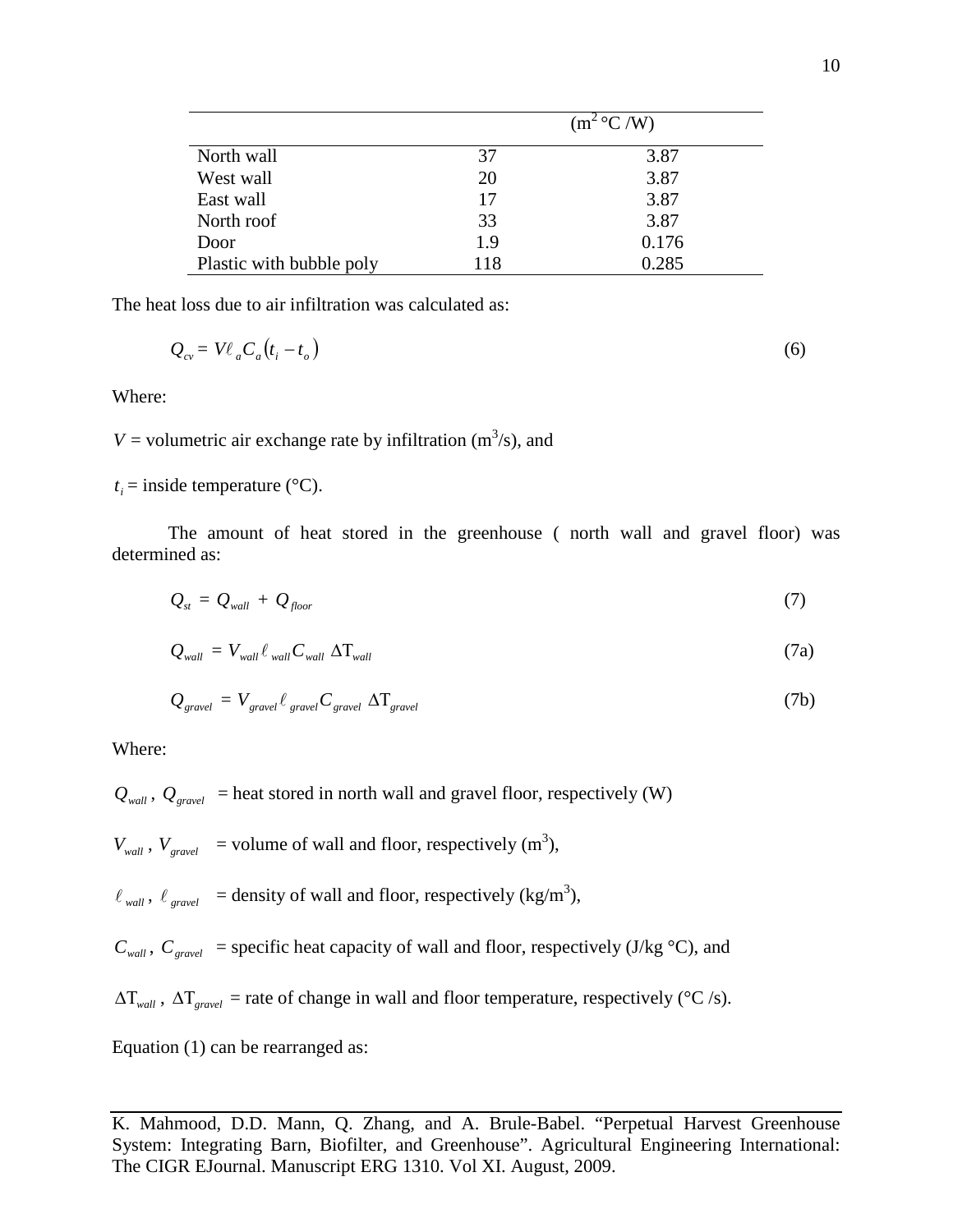| | | ($m^2$ °C /W) |
|---|---|---|
| North wall | 37 | 3.87 |
| West wall | 20 | 3.87 |
| East wall | 17 | 3.87 |
| North roof | 33 | 3.87 |
| Door | 1.9 | 0.176 |
| Plastic with bubble poly | 118 | 0.285 |

The heat loss due to air infiltration was calculated as:

$$Q_{cv} = V\ell_a C_a (t_i - t_o) \tag{6}$$

Where:

$V$ = volumetric air exchange rate by infiltration ($m^3$/s), and

$t_i$ = inside temperature (°C).

The amount of heat stored in the greenhouse ( north wall and gravel floor) was determined as:

$$Q_{st} = Q_{wall} + Q_{floor} \tag{7}$$

$$Q_{wall} = V_{wall}\ell_{wall} C_{wall}\ \Delta T_{wall} \tag{7a}$$

$$Q_{gravel} = V_{gravel}\ell_{gravel} C_{gravel}\ \Delta T_{gravel} \tag{7b}$$

Where:

$Q_{wall}$, $Q_{gravel}$ = heat stored in north wall and gravel floor, respectively (W)

$V_{wall}$, $V_{gravel}$ = volume of wall and floor, respectively ($m^3$),

$\ell_{wall}$, $\ell_{gravel}$ = density of wall and floor, respectively (kg/$m^3$),

$C_{wall}$, $C_{gravel}$ = specific heat capacity of wall and floor, respectively (J/kg °C), and

$\Delta T_{wall}$, $\Delta T_{gravel}$ = rate of change in wall and floor temperature, respectively (°C /s).

Equation (1) can be rearranged as: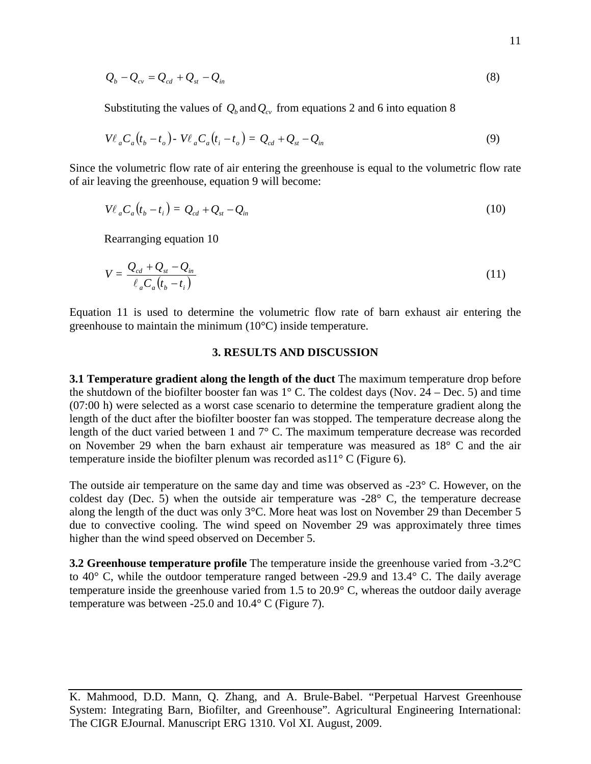$$Q_b - Q_{cv} = Q_{cd} + Q_{st} - Q_{in} \tag{8}$$

Substituting the values of $Q_b$ and $Q_{cv}$ from equations 2 and 6 into equation 8

$$V\ell_a C_a(t_b - t_o) - V\ell_a C_a(t_i - t_o) = Q_{cd} + Q_{st} - Q_{in} \tag{9}$$

Since the volumetric flow rate of air entering the greenhouse is equal to the volumetric flow rate of air leaving the greenhouse, equation 9 will become:

$$V\ell_a C_a(t_b - t_i) = Q_{cd} + Q_{st} - Q_{in} \tag{10}$$

Rearranging equation 10

$$V = \frac{Q_{cd} + Q_{st} - Q_{in}}{\ell_a C_a(t_b - t_i)} \tag{11}$$

Equation 11 is used to determine the volumetric flow rate of barn exhaust air entering the greenhouse to maintain the minimum (10°C) inside temperature.

## 3. RESULTS AND DISCUSSION

**3.1 Temperature gradient along the length of the duct** The maximum temperature drop before the shutdown of the biofilter booster fan was 1° C. The coldest days (Nov. 24 – Dec. 5) and time (07:00 h) were selected as a worst case scenario to determine the temperature gradient along the length of the duct after the biofilter booster fan was stopped. The temperature decrease along the length of the duct varied between 1 and 7° C. The maximum temperature decrease was recorded on November 29 when the barn exhaust air temperature was measured as 18° C and the air temperature inside the biofilter plenum was recorded as11° C (Figure 6).

The outside air temperature on the same day and time was observed as -23° C. However, on the coldest day (Dec. 5) when the outside air temperature was -28° C, the temperature decrease along the length of the duct was only 3°C. More heat was lost on November 29 than December 5 due to convective cooling. The wind speed on November 29 was approximately three times higher than the wind speed observed on December 5.

**3.2 Greenhouse temperature profile** The temperature inside the greenhouse varied from -3.2°C to 40° C, while the outdoor temperature ranged between -29.9 and 13.4° C. The daily average temperature inside the greenhouse varied from 1.5 to 20.9° C, whereas the outdoor daily average temperature was between -25.0 and 10.4° C (Figure 7).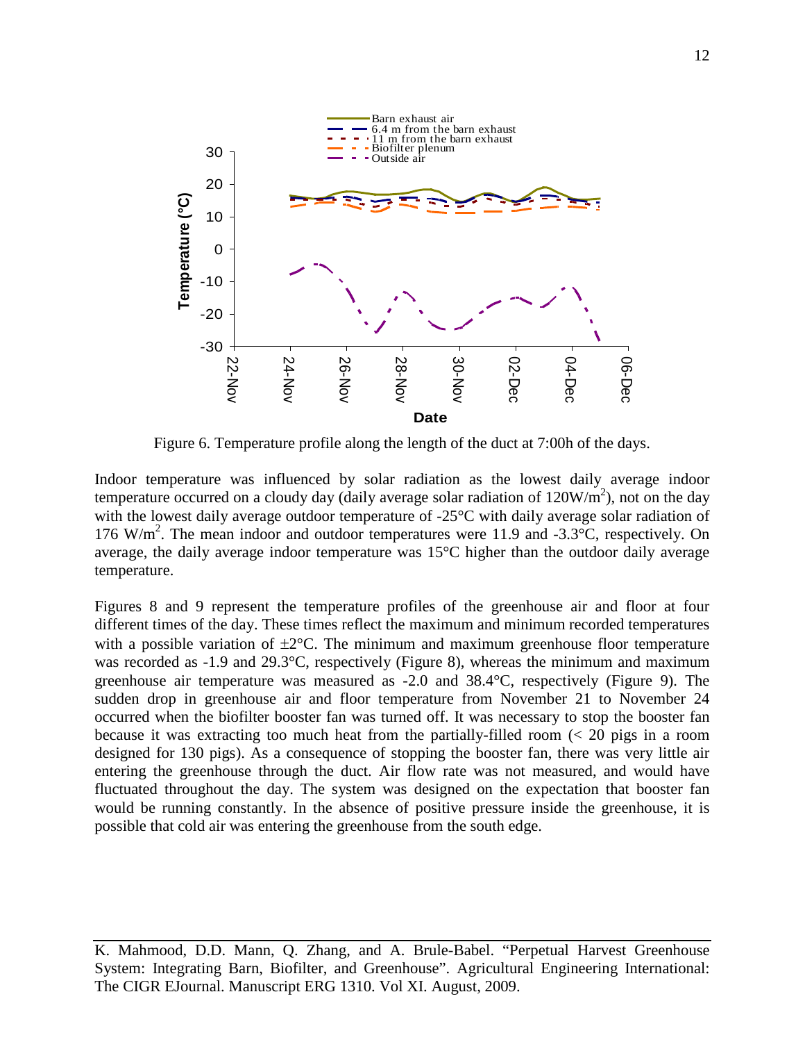Figure 6. Temperature profile along the length of the duct at 7:00h of the days.

Indoor temperature was influenced by solar radiation as the lowest daily average indoor temperature occurred on a cloudy day (daily average solar radiation of 120W/m$^2$), not on the day with the lowest daily average outdoor temperature of -25°C with daily average solar radiation of 176 W/m$^2$. The mean indoor and outdoor temperatures were 11.9 and -3.3°C, respectively. On average, the daily average indoor temperature was 15°C higher than the outdoor daily average temperature.

Figures 8 and 9 represent the temperature profiles of the greenhouse air and floor at four different times of the day. These times reflect the maximum and minimum recorded temperatures with a possible variation of ±2°C. The minimum and maximum greenhouse floor temperature was recorded as -1.9 and 29.3°C, respectively (Figure 8), whereas the minimum and maximum greenhouse air temperature was measured as -2.0 and 38.4°C, respectively (Figure 9). The sudden drop in greenhouse air and floor temperature from November 21 to November 24 occurred when the biofilter booster fan was turned off. It was necessary to stop the booster fan because it was extracting too much heat from the partially-filled room (< 20 pigs in a room designed for 130 pigs). As a consequence of stopping the booster fan, there was very little air entering the greenhouse through the duct. Air flow rate was not measured, and would have fluctuated throughout the day. The system was designed on the expectation that booster fan would be running constantly. In the absence of positive pressure inside the greenhouse, it is possible that cold air was entering the greenhouse from the south edge.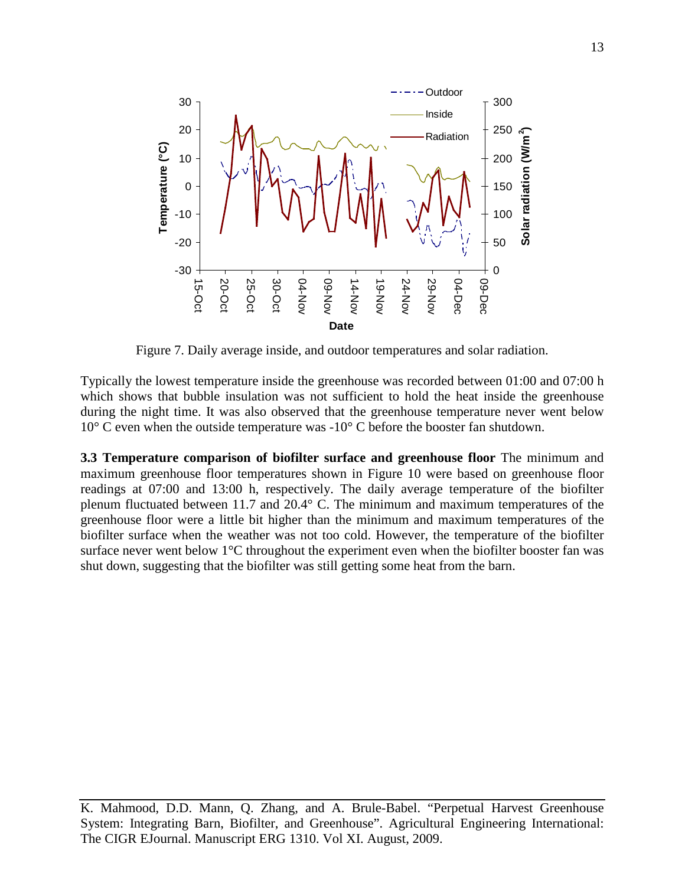Figure 7. Daily average inside, and outdoor temperatures and solar radiation.

Typically the lowest temperature inside the greenhouse was recorded between 01:00 and 07:00 h which shows that bubble insulation was not sufficient to hold the heat inside the greenhouse during the night time. It was also observed that the greenhouse temperature never went below 10° C even when the outside temperature was -10° C before the booster fan shutdown.

**3.3 Temperature comparison of biofilter surface and greenhouse floor** The minimum and maximum greenhouse floor temperatures shown in Figure 10 were based on greenhouse floor readings at 07:00 and 13:00 h, respectively. The daily average temperature of the biofilter plenum fluctuated between 11.7 and 20.4° C. The minimum and maximum temperatures of the greenhouse floor were a little bit higher than the minimum and maximum temperatures of the biofilter surface when the weather was not too cold. However, the temperature of the biofilter surface never went below 1°C throughout the experiment even when the biofilter booster fan was shut down, suggesting that the biofilter was still getting some heat from the barn.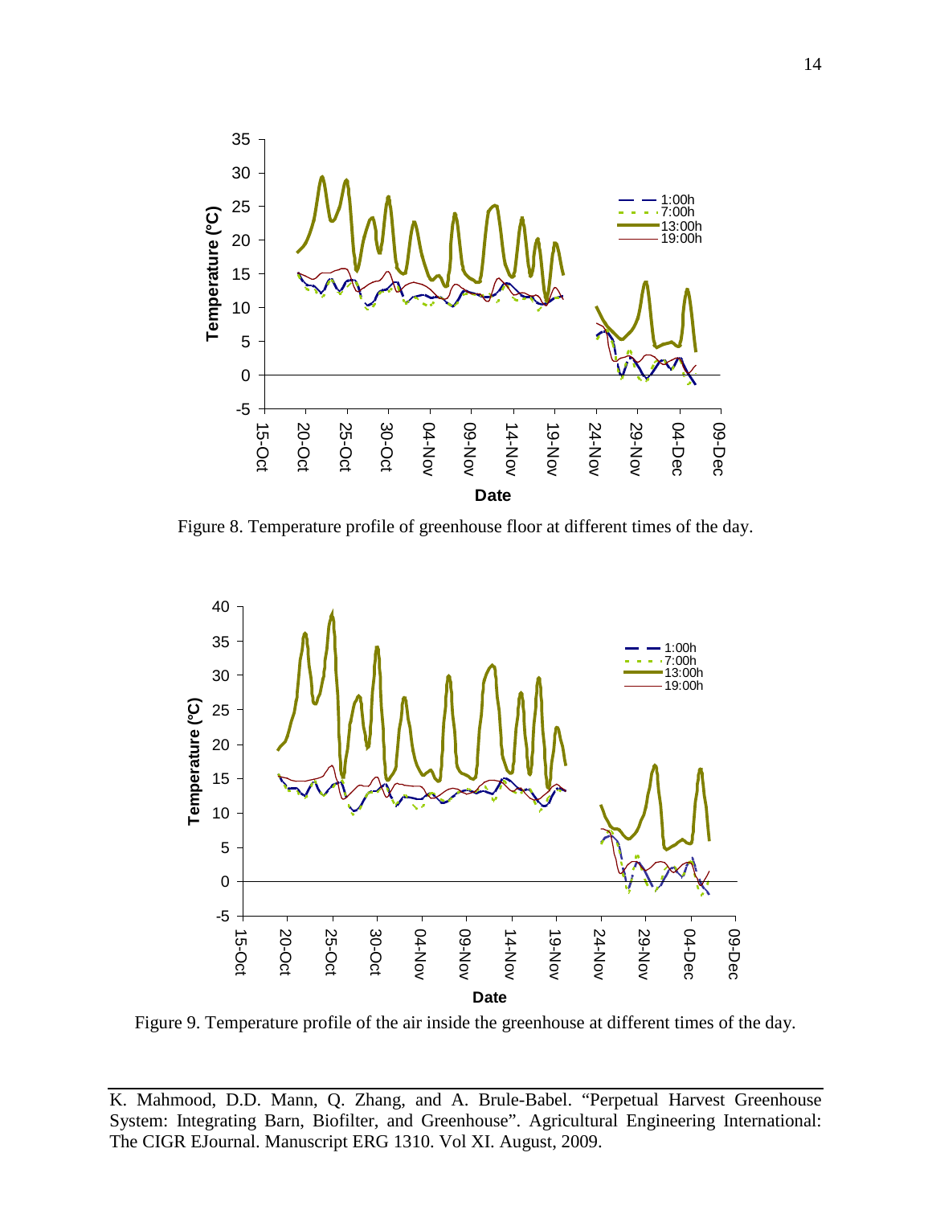Figure 8. Temperature profile of greenhouse floor at different times of the day.

Figure 9. Temperature profile of the air inside the greenhouse at different times of the day.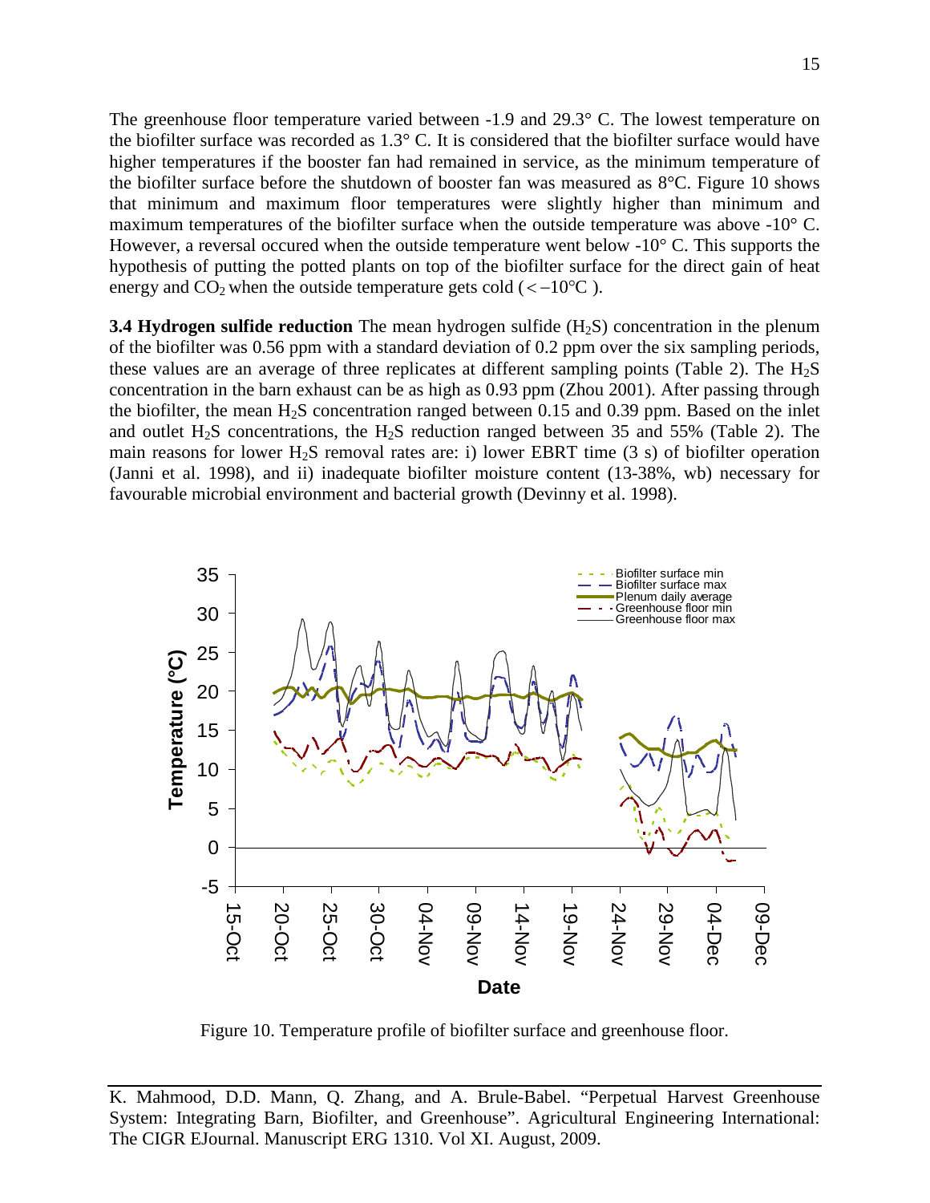The greenhouse floor temperature varied between -1.9 and 29.3° C. The lowest temperature on the biofilter surface was recorded as 1.3° C. It is considered that the biofilter surface would have higher temperatures if the booster fan had remained in service, as the minimum temperature of the biofilter surface before the shutdown of booster fan was measured as 8°C. Figure 10 shows that minimum and maximum floor temperatures were slightly higher than minimum and maximum temperatures of the biofilter surface when the outside temperature was above -10° C. However, a reversal occured when the outside temperature went below -10° C. This supports the hypothesis of putting the potted plants on top of the biofilter surface for the direct gain of heat energy and $CO_2$ when the outside temperature gets cold ($< -10$°C ).

**3.4 Hydrogen sulfide reduction** The mean hydrogen sulfide ($H_2S$) concentration in the plenum of the biofilter was 0.56 ppm with a standard deviation of 0.2 ppm over the six sampling periods, these values are an average of three replicates at different sampling points (Table 2). The $H_2S$ concentration in the barn exhaust can be as high as 0.93 ppm (Zhou 2001). After passing through the biofilter, the mean $H_2S$ concentration ranged between 0.15 and 0.39 ppm. Based on the inlet and outlet $H_2S$ concentrations, the $H_2S$ reduction ranged between 35 and 55% (Table 2). The main reasons for lower $H_2S$ removal rates are: i) lower EBRT time (3 s) of biofilter operation (Janni et al. 1998), and ii) inadequate biofilter moisture content (13-38%, wb) necessary for favourable microbial environment and bacterial growth (Devinny et al. 1998).

Figure 10. Temperature profile of biofilter surface and greenhouse floor.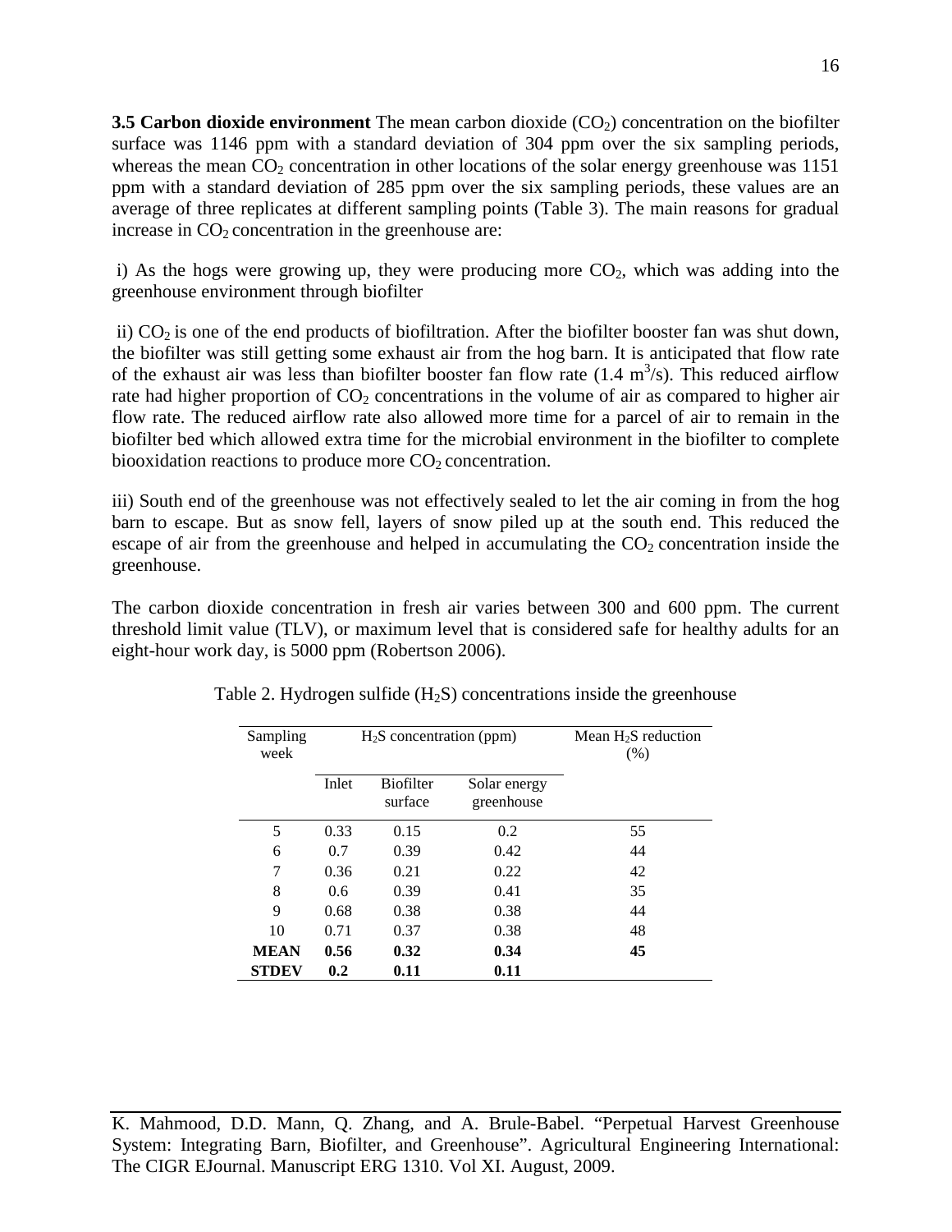**3.5 Carbon dioxide environment** The mean carbon dioxide ($CO_2$) concentration on the biofilter surface was 1146 ppm with a standard deviation of 304 ppm over the six sampling periods, whereas the mean $CO_2$ concentration in other locations of the solar energy greenhouse was 1151 ppm with a standard deviation of 285 ppm over the six sampling periods, these values are an average of three replicates at different sampling points (Table 3). The main reasons for gradual increase in $CO_2$ concentration in the greenhouse are:

i) As the hogs were growing up, they were producing more $CO_2$, which was adding into the greenhouse environment through biofilter

ii) $CO_2$ is one of the end products of biofiltration. After the biofilter booster fan was shut down, the biofilter was still getting some exhaust air from the hog barn. It is anticipated that flow rate of the exhaust air was less than biofilter booster fan flow rate (1.4 $m^3/s$). This reduced airflow rate had higher proportion of $CO_2$ concentrations in the volume of air as compared to higher air flow rate. The reduced airflow rate also allowed more time for a parcel of air to remain in the biofilter bed which allowed extra time for the microbial environment in the biofilter to complete biooxidation reactions to produce more $CO_2$ concentration.

iii) South end of the greenhouse was not effectively sealed to let the air coming in from the hog barn to escape. But as snow fell, layers of snow piled up at the south end. This reduced the escape of air from the greenhouse and helped in accumulating the $CO_2$ concentration inside the greenhouse.

The carbon dioxide concentration in fresh air varies between 300 and 600 ppm. The current threshold limit value (TLV), or maximum level that is considered safe for healthy adults for an eight-hour work day, is 5000 ppm (Robertson 2006).

Table 2. Hydrogen sulfide ($H_2S$) concentrations inside the greenhouse

| Sampling week | $H_2S$ concentration (ppm) | | | Mean $H_2S$ reduction (%) |
|---|---|---|---|---|
| | Inlet | Biofilter surface | Solar energy greenhouse | |
| 5 | 0.33 | 0.15 | 0.2 | 55 |
| 6 | 0.7 | 0.39 | 0.42 | 44 |
| 7 | 0.36 | 0.21 | 0.22 | 42 |
| 8 | 0.6 | 0.39 | 0.41 | 35 |
| 9 | 0.68 | 0.38 | 0.38 | 44 |
| 10 | 0.71 | 0.37 | 0.38 | 48 |
| **MEAN** | **0.56** | **0.32** | **0.34** | **45** |
| **STDEV** | **0.2** | **0.11** | **0.11** | |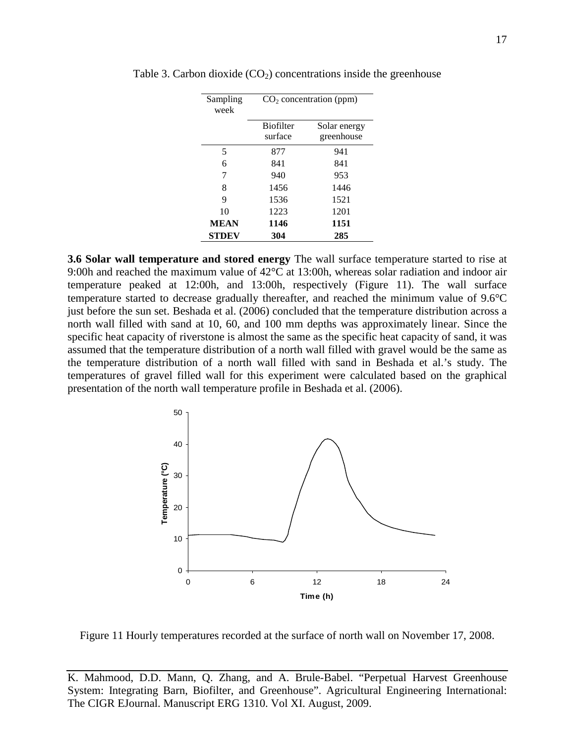Table 3. Carbon dioxide ($CO_2$) concentrations inside the greenhouse

| Sampling week | $CO_2$ concentration (ppm) | |
|---|---|---|
| | Biofilter surface | Solar energy greenhouse |
| 5 | 877 | 941 |
| 6 | 841 | 841 |
| 7 | 940 | 953 |
| 8 | 1456 | 1446 |
| 9 | 1536 | 1521 |
| 10 | 1223 | 1201 |
| **MEAN** | **1146** | **1151** |
| **STDEV** | **304** | **285** |

**3.6 Solar wall temperature and stored energy** The wall surface temperature started to rise at 9:00h and reached the maximum value of 42°C at 13:00h, whereas solar radiation and indoor air temperature peaked at 12:00h, and 13:00h, respectively (Figure 11). The wall surface temperature started to decrease gradually thereafter, and reached the minimum value of 9.6°C just before the sun set. Beshada et al. (2006) concluded that the temperature distribution across a north wall filled with sand at 10, 60, and 100 mm depths was approximately linear. Since the specific heat capacity of riverstone is almost the same as the specific heat capacity of sand, it was assumed that the temperature distribution of a north wall filled with gravel would be the same as the temperature distribution of a north wall filled with sand in Beshada et al.'s study. The temperatures of gravel filled wall for this experiment were calculated based on the graphical presentation of the north wall temperature profile in Beshada et al. (2006).

Figure 11 Hourly temperatures recorded at the surface of north wall on November 17, 2008.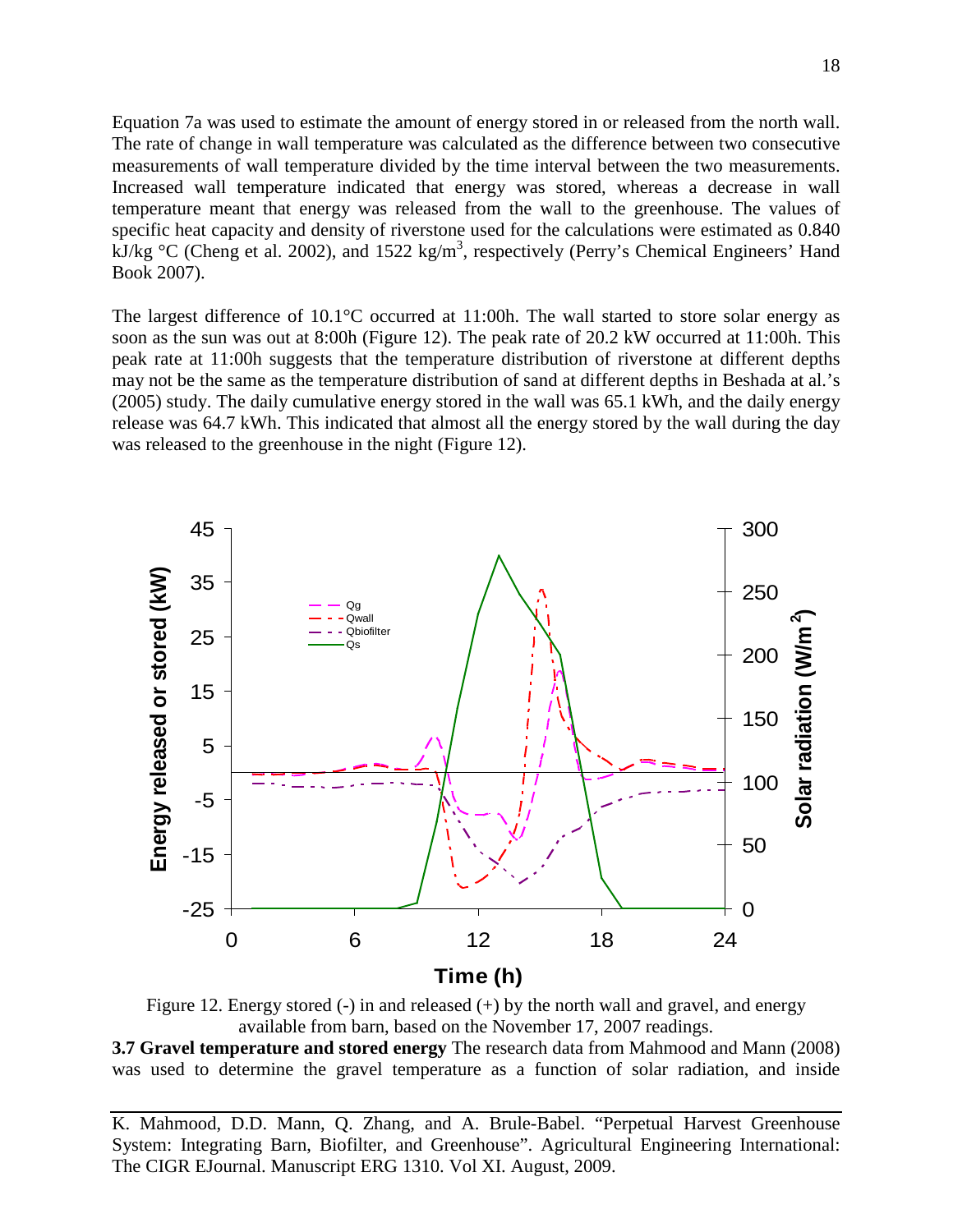Equation 7a was used to estimate the amount of energy stored in or released from the north wall. The rate of change in wall temperature was calculated as the difference between two consecutive measurements of wall temperature divided by the time interval between the two measurements. Increased wall temperature indicated that energy was stored, whereas a decrease in wall temperature meant that energy was released from the wall to the greenhouse. The values of specific heat capacity and density of riverstone used for the calculations were estimated as 0.840 kJ/kg °C (Cheng et al. 2002), and 1522 kg/m$^3$, respectively (Perry's Chemical Engineers' Hand Book 2007).

The largest difference of 10.1°C occurred at 11:00h. The wall started to store solar energy as soon as the sun was out at 8:00h (Figure 12). The peak rate of 20.2 kW occurred at 11:00h. This peak rate at 11:00h suggests that the temperature distribution of riverstone at different depths may not be the same as the temperature distribution of sand at different depths in Beshada at al.'s (2005) study. The daily cumulative energy stored in the wall was 65.1 kWh, and the daily energy release was 64.7 kWh. This indicated that almost all the energy stored by the wall during the day was released to the greenhouse in the night (Figure 12).

Figure 12. Energy stored (-) in and released (+) by the north wall and gravel, and energy available from barn, based on the November 17, 2007 readings.

**3.7 Gravel temperature and stored energy** The research data from Mahmood and Mann (2008) was used to determine the gravel temperature as a function of solar radiation, and inside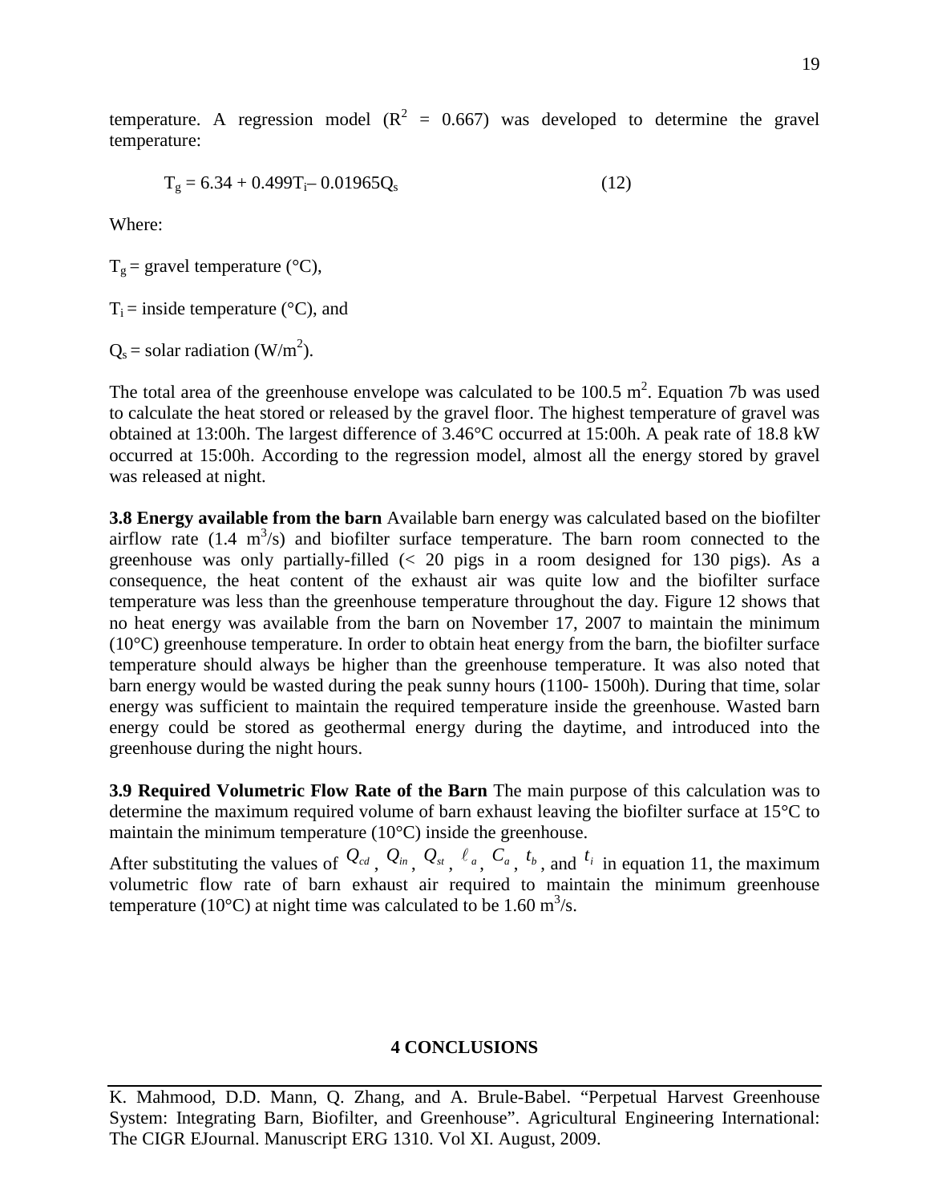temperature. A regression model ($R^2$ = 0.667) was developed to determine the gravel temperature:

$$T_g = 6.34 + 0.499T_i - 0.01965Q_s \qquad (12)$$

Where:

$T_g$ = gravel temperature (°C),

$T_i$ = inside temperature (°C), and

$Q_s$ = solar radiation (W/m$^2$).

The total area of the greenhouse envelope was calculated to be 100.5 m$^2$. Equation 7b was used to calculate the heat stored or released by the gravel floor. The highest temperature of gravel was obtained at 13:00h. The largest difference of 3.46°C occurred at 15:00h. A peak rate of 18.8 kW occurred at 15:00h. According to the regression model, almost all the energy stored by gravel was released at night.

**3.8 Energy available from the barn** Available barn energy was calculated based on the biofilter airflow rate (1.4 m$^3$/s) and biofilter surface temperature. The barn room connected to the greenhouse was only partially-filled (< 20 pigs in a room designed for 130 pigs). As a consequence, the heat content of the exhaust air was quite low and the biofilter surface temperature was less than the greenhouse temperature throughout the day. Figure 12 shows that no heat energy was available from the barn on November 17, 2007 to maintain the minimum (10°C) greenhouse temperature. In order to obtain heat energy from the barn, the biofilter surface temperature should always be higher than the greenhouse temperature. It was also noted that barn energy would be wasted during the peak sunny hours (1100- 1500h). During that time, solar energy was sufficient to maintain the required temperature inside the greenhouse. Wasted barn energy could be stored as geothermal energy during the daytime, and introduced into the greenhouse during the night hours.

**3.9 Required Volumetric Flow Rate of the Barn** The main purpose of this calculation was to determine the maximum required volume of barn exhaust leaving the biofilter surface at 15°C to maintain the minimum temperature (10°C) inside the greenhouse.

After substituting the values of $Q_{cd}$, $Q_{in}$, $Q_{st}$, $\ell_a$, $C_a$, $t_b$, and $t_i$ in equation 11, the maximum volumetric flow rate of barn exhaust air required to maintain the minimum greenhouse temperature (10°C) at night time was calculated to be 1.60 m$^3$/s.

## 4 CONCLUSIONS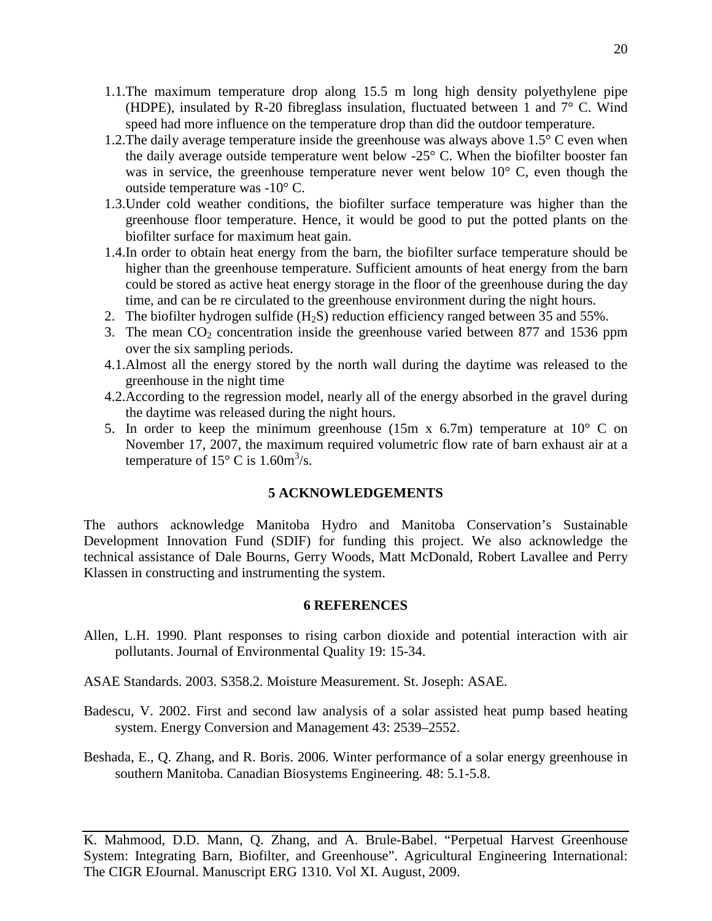1.1. The maximum temperature drop along 15.5 m long high density polyethylene pipe (HDPE), insulated by R-20 fibreglass insulation, fluctuated between 1 and 7° C. Wind speed had more influence on the temperature drop than did the outdoor temperature.

1.2. The daily average temperature inside the greenhouse was always above 1.5° C even when the daily average outside temperature went below -25° C. When the biofilter booster fan was in service, the greenhouse temperature never went below 10° C, even though the outside temperature was -10° C.

1.3. Under cold weather conditions, the biofilter surface temperature was higher than the greenhouse floor temperature. Hence, it would be good to put the potted plants on the biofilter surface for maximum heat gain.

1.4. In order to obtain heat energy from the barn, the biofilter surface temperature should be higher than the greenhouse temperature. Sufficient amounts of heat energy from the barn could be stored as active heat energy storage in the floor of the greenhouse during the day time, and can be re circulated to the greenhouse environment during the night hours.

2. The biofilter hydrogen sulfide ($H_2S$) reduction efficiency ranged between 35 and 55%.

3. The mean $CO_2$ concentration inside the greenhouse varied between 877 and 1536 ppm over the six sampling periods.

4.1. Almost all the energy stored by the north wall during the daytime was released to the greenhouse in the night time

4.2. According to the regression model, nearly all of the energy absorbed in the gravel during the daytime was released during the night hours.

5. In order to keep the minimum greenhouse (15m x 6.7m) temperature at 10° C on November 17, 2007, the maximum required volumetric flow rate of barn exhaust air at a temperature of 15° C is $1.60 m^3/s$.

## 5 ACKNOWLEDGEMENTS

The authors acknowledge Manitoba Hydro and Manitoba Conservation's Sustainable Development Innovation Fund (SDIF) for funding this project. We also acknowledge the technical assistance of Dale Bourns, Gerry Woods, Matt McDonald, Robert Lavallee and Perry Klassen in constructing and instrumenting the system.

## 6 REFERENCES

Allen, L.H. 1990. Plant responses to rising carbon dioxide and potential interaction with air pollutants. Journal of Environmental Quality 19: 15-34.

ASAE Standards. 2003. S358.2. Moisture Measurement. St. Joseph: ASAE.

Badescu, V. 2002. First and second law analysis of a solar assisted heat pump based heating system. Energy Conversion and Management 43: 2539–2552.

Beshada, E., Q. Zhang, and R. Boris. 2006. Winter performance of a solar energy greenhouse in southern Manitoba. Canadian Biosystems Engineering. 48: 5.1-5.8.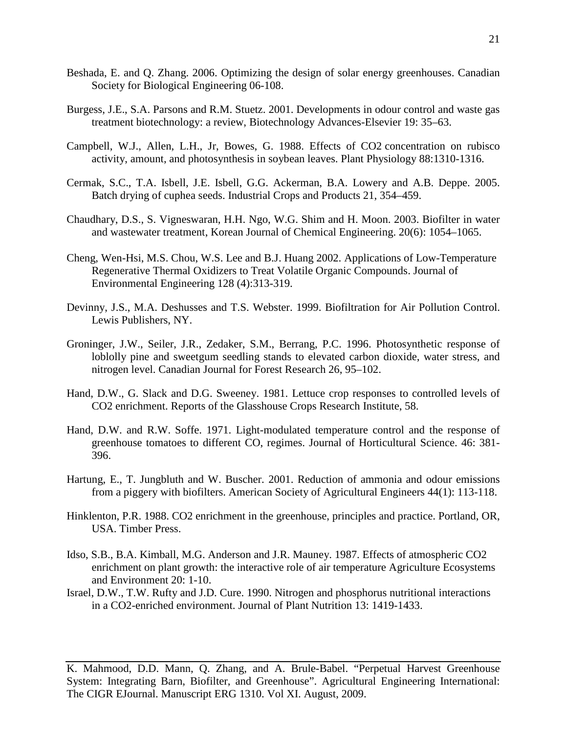Beshada, E. and Q. Zhang. 2006. Optimizing the design of solar energy greenhouses. Canadian Society for Biological Engineering 06-108.

Burgess, J.E., S.A. Parsons and R.M. Stuetz. 2001. Developments in odour control and waste gas treatment biotechnology: a review, Biotechnology Advances-Elsevier 19: 35–63.

Campbell, W.J., Allen, L.H., Jr, Bowes, G. 1988. Effects of $CO_2$ concentration on rubisco activity, amount, and photosynthesis in soybean leaves. Plant Physiology 88:1310-1316.

Cermak, S.C., T.A. Isbell, J.E. Isbell, G.G. Ackerman, B.A. Lowery and A.B. Deppe. 2005. Batch drying of cuphea seeds. Industrial Crops and Products 21, 354–459.

Chaudhary, D.S., S. Vigneswaran, H.H. Ngo, W.G. Shim and H. Moon. 2003. Biofilter in water and wastewater treatment, Korean Journal of Chemical Engineering. 20(6): 1054–1065.

Cheng, Wen-Hsi, M.S. Chou, W.S. Lee and B.J. Huang 2002. Applications of Low-Temperature Regenerative Thermal Oxidizers to Treat Volatile Organic Compounds. Journal of Environmental Engineering 128 (4):313-319.

Devinny, J.S., M.A. Deshusses and T.S. Webster. 1999. Biofiltration for Air Pollution Control. Lewis Publishers, NY.

Groninger, J.W., Seiler, J.R., Zedaker, S.M., Berrang, P.C. 1996. Photosynthetic response of loblolly pine and sweetgum seedling stands to elevated carbon dioxide, water stress, and nitrogen level. Canadian Journal for Forest Research 26, 95–102.

Hand, D.W., G. Slack and D.G. Sweeney. 1981. Lettuce crop responses to controlled levels of $CO_2$ enrichment. Reports of the Glasshouse Crops Research Institute, 58.

Hand, D.W. and R.W. Soffe. 1971. Light-modulated temperature control and the response of greenhouse tomatoes to different CO, regimes. Journal of Horticultural Science. 46: 381-396.

Hartung, E., T. Jungbluth and W. Buscher. 2001. Reduction of ammonia and odour emissions from a piggery with biofilters. American Society of Agricultural Engineers 44(1): 113-118.

Hinklenton, P.R. 1988. $CO_2$ enrichment in the greenhouse, principles and practice. Portland, OR, USA. Timber Press.

Idso, S.B., B.A. Kimball, M.G. Anderson and J.R. Mauney. 1987. Effects of atmospheric $CO_2$ enrichment on plant growth: the interactive role of air temperature Agriculture Ecosystems and Environment 20: 1-10.

Israel, D.W., T.W. Rufty and J.D. Cure. 1990. Nitrogen and phosphorus nutritional interactions in a $CO_2$-enriched environment. Journal of Plant Nutrition 13: 1419-1433.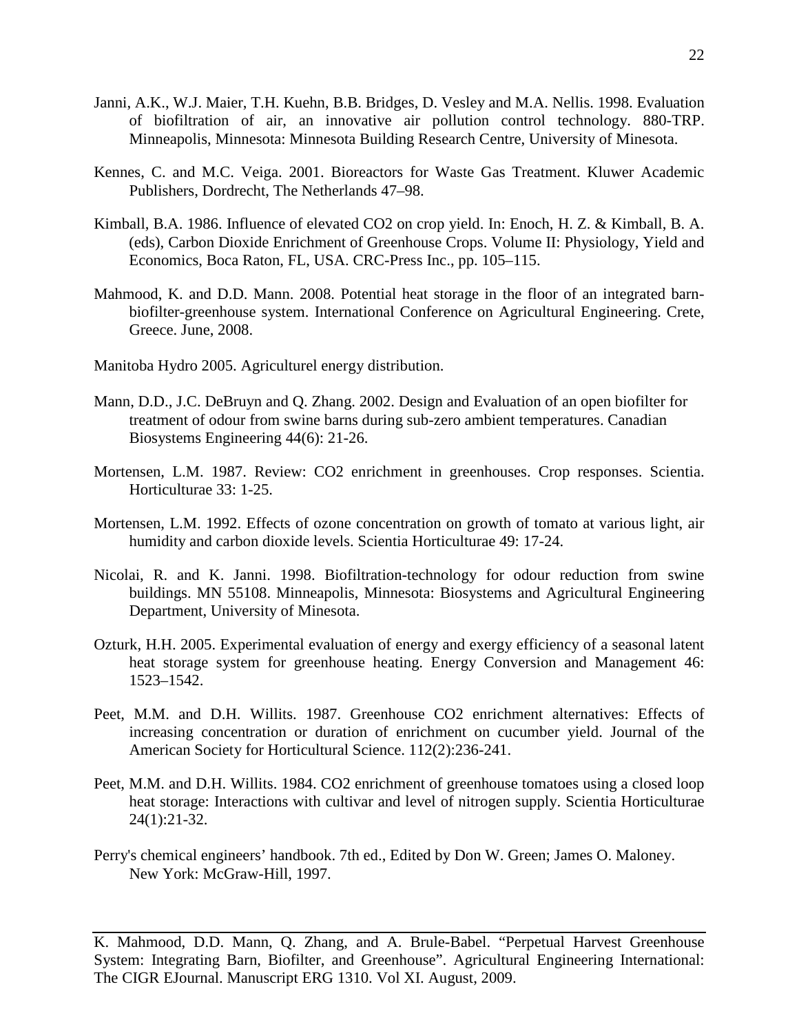Janni, A.K., W.J. Maier, T.H. Kuehn, B.B. Bridges, D. Vesley and M.A. Nellis. 1998. Evaluation of biofiltration of air, an innovative air pollution control technology. 880-TRP. Minneapolis, Minnesota: Minnesota Building Research Centre, University of Minesota.

Kennes, C. and M.C. Veiga. 2001. Bioreactors for Waste Gas Treatment. Kluwer Academic Publishers, Dordrecht, The Netherlands 47–98.

Kimball, B.A. 1986. Influence of elevated CO2 on crop yield. In: Enoch, H. Z. & Kimball, B. A. (eds), Carbon Dioxide Enrichment of Greenhouse Crops. Volume II: Physiology, Yield and Economics, Boca Raton, FL, USA. CRC-Press Inc., pp. 105–115.

Mahmood, K. and D.D. Mann. 2008. Potential heat storage in the floor of an integrated barn-biofilter-greenhouse system. International Conference on Agricultural Engineering. Crete, Greece. June, 2008.

Manitoba Hydro 2005. Agriculturel energy distribution.

Mann, D.D., J.C. DeBruyn and Q. Zhang. 2002. Design and Evaluation of an open biofilter for treatment of odour from swine barns during sub-zero ambient temperatures. Canadian Biosystems Engineering 44(6): 21-26.

Mortensen, L.M. 1987. Review: CO2 enrichment in greenhouses. Crop responses. Scientia. Horticulturae 33: 1-25.

Mortensen, L.M. 1992. Effects of ozone concentration on growth of tomato at various light, air humidity and carbon dioxide levels. Scientia Horticulturae 49: 17-24.

Nicolai, R. and K. Janni. 1998. Biofiltration-technology for odour reduction from swine buildings. MN 55108. Minneapolis, Minnesota: Biosystems and Agricultural Engineering Department, University of Minesota.

Ozturk, H.H. 2005. Experimental evaluation of energy and exergy efficiency of a seasonal latent heat storage system for greenhouse heating. Energy Conversion and Management 46: 1523–1542.

Peet, M.M. and D.H. Willits. 1987. Greenhouse CO2 enrichment alternatives: Effects of increasing concentration or duration of enrichment on cucumber yield. Journal of the American Society for Horticultural Science. 112(2):236-241.

Peet, M.M. and D.H. Willits. 1984. CO2 enrichment of greenhouse tomatoes using a closed loop heat storage: Interactions with cultivar and level of nitrogen supply. Scientia Horticulturae 24(1):21-32.

Perry's chemical engineers' handbook. 7th ed., Edited by Don W. Green; James O. Maloney. New York: McGraw-Hill, 1997.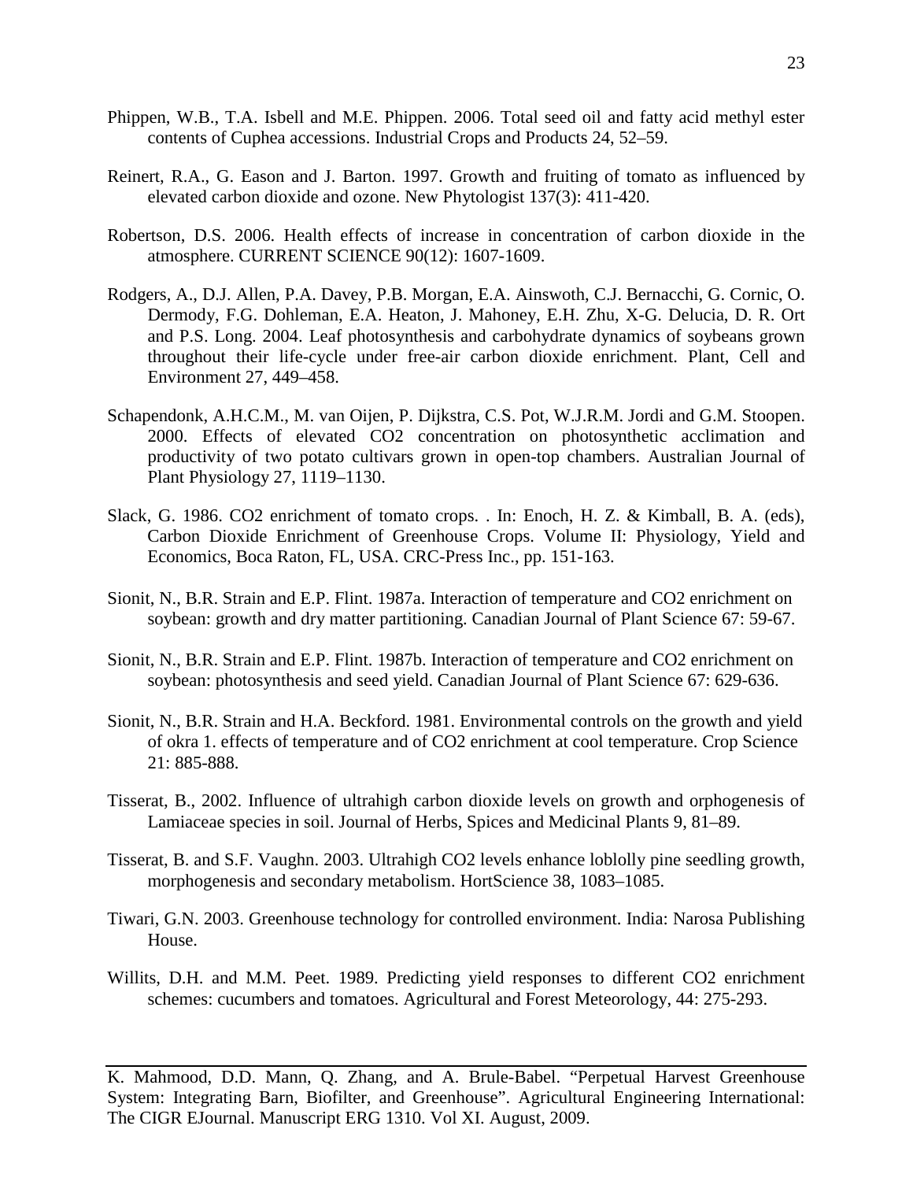Phippen, W.B., T.A. Isbell and M.E. Phippen. 2006. Total seed oil and fatty acid methyl ester contents of Cuphea accessions. Industrial Crops and Products 24, 52–59.

Reinert, R.A., G. Eason and J. Barton. 1997. Growth and fruiting of tomato as influenced by elevated carbon dioxide and ozone. New Phytologist 137(3): 411-420.

Robertson, D.S. 2006. Health effects of increase in concentration of carbon dioxide in the atmosphere. CURRENT SCIENCE 90(12): 1607-1609.

Rodgers, A., D.J. Allen, P.A. Davey, P.B. Morgan, E.A. Ainswoth, C.J. Bernacchi, G. Cornic, O. Dermody, F.G. Dohleman, E.A. Heaton, J. Mahoney, E.H. Zhu, X-G. Delucia, D. R. Ort and P.S. Long. 2004. Leaf photosynthesis and carbohydrate dynamics of soybeans grown throughout their life-cycle under free-air carbon dioxide enrichment. Plant, Cell and Environment 27, 449–458.

Schapendonk, A.H.C.M., M. van Oijen, P. Dijkstra, C.S. Pot, W.J.R.M. Jordi and G.M. Stoopen. 2000. Effects of elevated CO2 concentration on photosynthetic acclimation and productivity of two potato cultivars grown in open-top chambers. Australian Journal of Plant Physiology 27, 1119–1130.

Slack, G. 1986. CO2 enrichment of tomato crops. . In: Enoch, H. Z. & Kimball, B. A. (eds), Carbon Dioxide Enrichment of Greenhouse Crops. Volume II: Physiology, Yield and Economics, Boca Raton, FL, USA. CRC-Press Inc., pp. 151-163.

Sionit, N., B.R. Strain and E.P. Flint. 1987a. Interaction of temperature and CO2 enrichment on soybean: growth and dry matter partitioning. Canadian Journal of Plant Science 67: 59-67.

Sionit, N., B.R. Strain and E.P. Flint. 1987b. Interaction of temperature and CO2 enrichment on soybean: photosynthesis and seed yield. Canadian Journal of Plant Science 67: 629-636.

Sionit, N., B.R. Strain and H.A. Beckford. 1981. Environmental controls on the growth and yield of okra 1. effects of temperature and of CO2 enrichment at cool temperature. Crop Science 21: 885-888.

Tisserat, B., 2002. Influence of ultrahigh carbon dioxide levels on growth and orphogenesis of Lamiaceae species in soil. Journal of Herbs, Spices and Medicinal Plants 9, 81–89.

Tisserat, B. and S.F. Vaughn. 2003. Ultrahigh CO2 levels enhance loblolly pine seedling growth, morphogenesis and secondary metabolism. HortScience 38, 1083–1085.

Tiwari, G.N. 2003. Greenhouse technology for controlled environment. India: Narosa Publishing House.

Willits, D.H. and M.M. Peet. 1989. Predicting yield responses to different CO2 enrichment schemes: cucumbers and tomatoes. Agricultural and Forest Meteorology, 44: 275-293.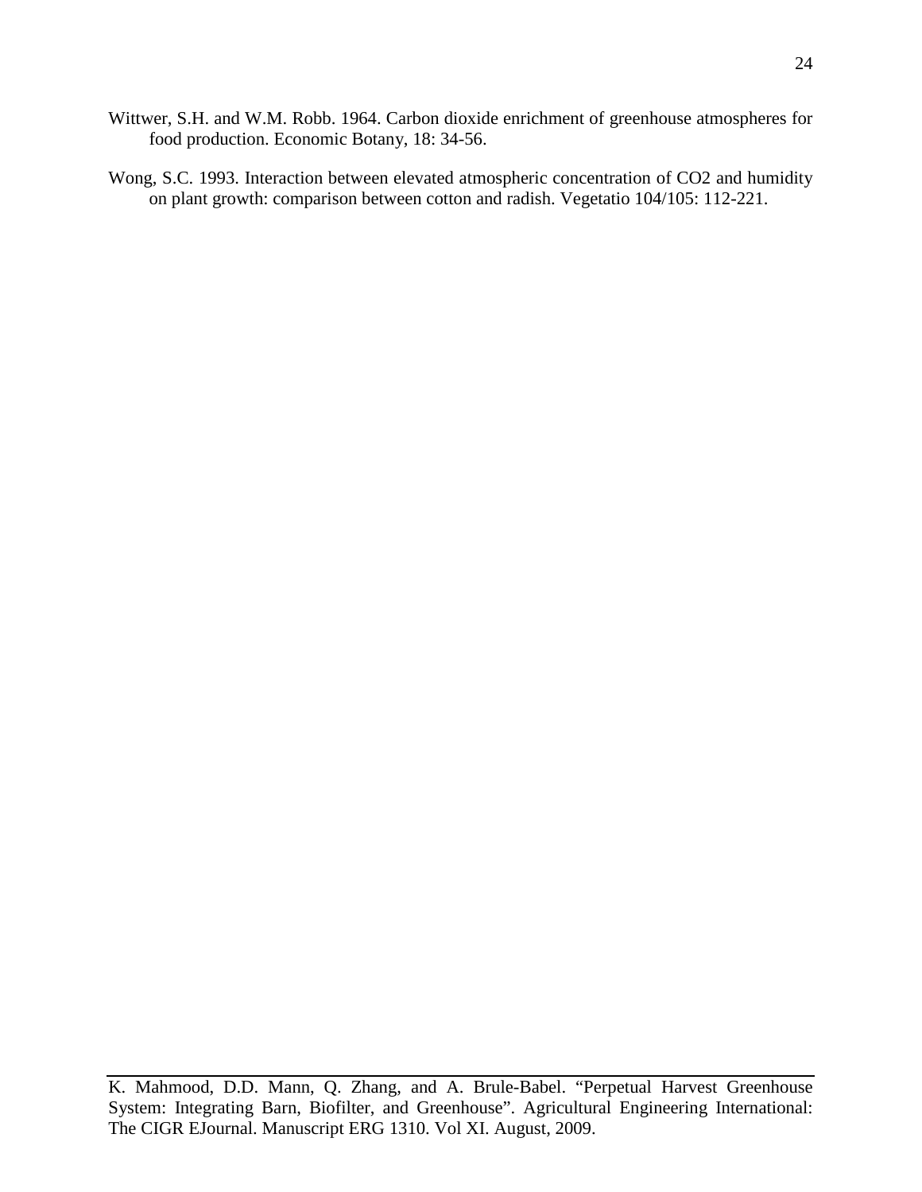Wittwer, S.H. and W.M. Robb. 1964. Carbon dioxide enrichment of greenhouse atmospheres for food production. Economic Botany, 18: 34-56.

Wong, S.C. 1993. Interaction between elevated atmospheric concentration of $CO_2$ and humidity on plant growth: comparison between cotton and radish. Vegetatio 104/105: 112-221.